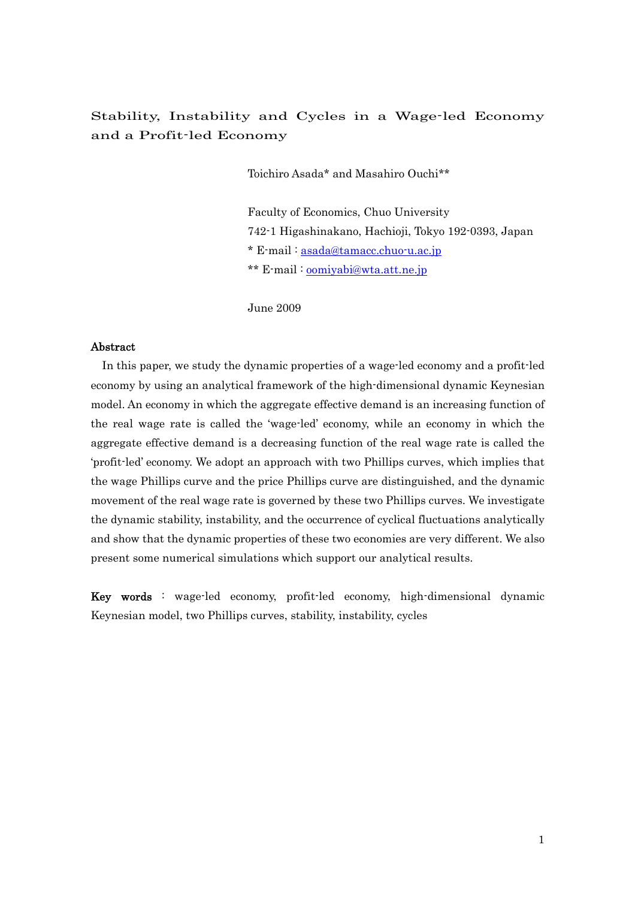# Stability, Instability and Cycles in a Wage-led Economy and a Profit-led Economy

Toichiro Asada* and Masahiro Ouchi**

Faculty of Economics, Chuo University
742-1 Higashinakano, Hachioji, Tokyo 192-0393, Japan
* E-mail : asada@tamacc.chuo-u.ac.jp
** E-mail : oomiyabi@wta.att.ne.jp

June 2009

## Abstract

In this paper, we study the dynamic properties of a wage-led economy and a profit-led economy by using an analytical framework of the high-dimensional dynamic Keynesian model. An economy in which the aggregate effective demand is an increasing function of the real wage rate is called the 'wage-led' economy, while an economy in which the aggregate effective demand is a decreasing function of the real wage rate is called the 'profit-led' economy. We adopt an approach with two Phillips curves, which implies that the wage Phillips curve and the price Phillips curve are distinguished, and the dynamic movement of the real wage rate is governed by these two Phillips curves. We investigate the dynamic stability, instability, and the occurrence of cyclical fluctuations analytically and show that the dynamic properties of these two economies are very different. We also present some numerical simulations which support our analytical results.

**Key words** : wage-led economy, profit-led economy, high-dimensional dynamic Keynesian model, two Phillips curves, stability, instability, cycles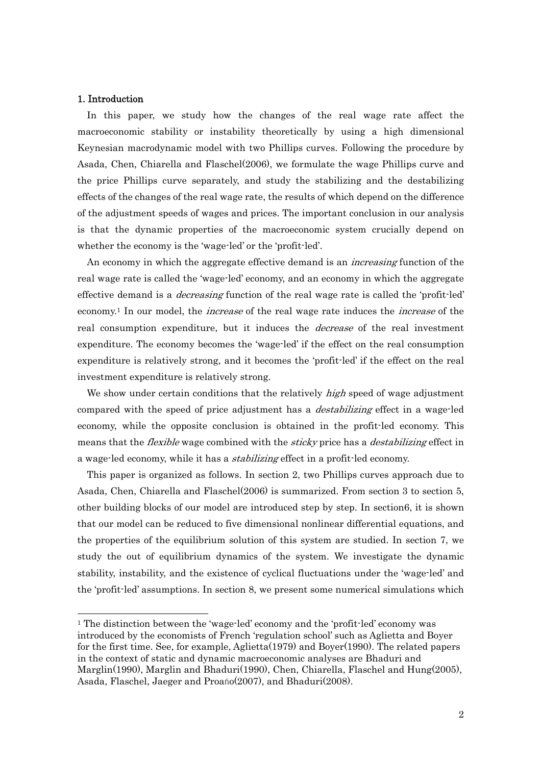## 1. Introduction

In this paper, we study how the changes of the real wage rate affect the macroeconomic stability or instability theoretically by using a high dimensional Keynesian macrodynamic model with two Phillips curves. Following the procedure by Asada, Chen, Chiarella and Flaschel(2006), we formulate the wage Phillips curve and the price Phillips curve separately, and study the stabilizing and the destabilizing effects of the changes of the real wage rate, the results of which depend on the difference of the adjustment speeds of wages and prices. The important conclusion in our analysis is that the dynamic properties of the macroeconomic system crucially depend on whether the economy is the 'wage-led' or the 'profit-led'.

An economy in which the aggregate effective demand is an *increasing* function of the real wage rate is called the 'wage-led' economy, and an economy in which the aggregate effective demand is a *decreasing* function of the real wage rate is called the 'profit-led' economy.[1] In our model, the *increase* of the real wage rate induces the *increase* of the real consumption expenditure, but it induces the *decrease* of the real investment expenditure. The economy becomes the 'wage-led' if the effect on the real consumption expenditure is relatively strong, and it becomes the 'profit-led' if the effect on the real investment expenditure is relatively strong.

We show under certain conditions that the relatively *high* speed of wage adjustment compared with the speed of price adjustment has a *destabilizing* effect in a wage-led economy, while the opposite conclusion is obtained in the profit-led economy. This means that the *flexible* wage combined with the *sticky* price has a *destabilizing* effect in a wage-led economy, while it has a *stabilizing* effect in a profit-led economy.

This paper is organized as follows. In section 2, two Phillips curves approach due to Asada, Chen, Chiarella and Flaschel(2006) is summarized. From section 3 to section 5, other building blocks of our model are introduced step by step. In section6, it is shown that our model can be reduced to five dimensional nonlinear differential equations, and the properties of the equilibrium solution of this system are studied. In section 7, we study the out of equilibrium dynamics of the system. We investigate the dynamic stability, instability, and the existence of cyclical fluctuations under the 'wage-led' and the 'profit-led' assumptions. In section 8, we present some numerical simulations which

[1] The distinction between the 'wage-led' economy and the 'profit-led' economy was introduced by the economists of French 'regulation school' such as Aglietta and Boyer for the first time. See, for example, Aglietta(1979) and Boyer(1990). The related papers in the context of static and dynamic macroeconomic analyses are Bhaduri and Marglin(1990), Marglin and Bhaduri(1990), Chen, Chiarella, Flaschel and Hung(2005), Asada, Flaschel, Jaeger and Proaño(2007), and Bhaduri(2008).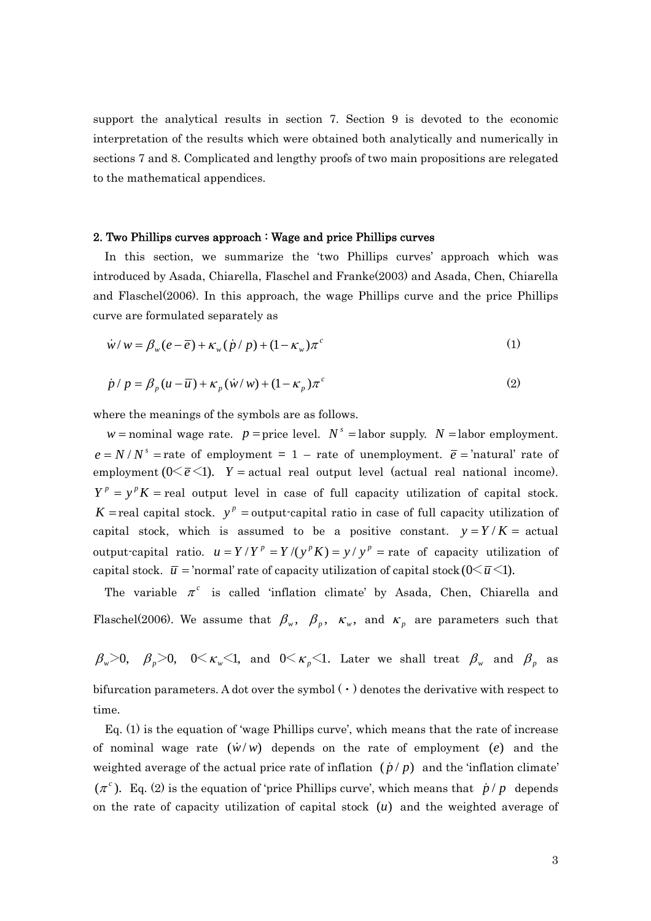support the analytical results in section 7. Section 9 is devoted to the economic interpretation of the results which were obtained both analytically and numerically in sections 7 and 8. Complicated and lengthy proofs of two main propositions are relegated to the mathematical appendices.

## 2. Two Phillips curves approach : Wage and price Phillips curves

In this section, we summarize the 'two Phillips curves' approach which was introduced by Asada, Chiarella, Flaschel and Franke(2003) and Asada, Chen, Chiarella and Flaschel(2006). In this approach, the wage Phillips curve and the price Phillips curve are formulated separately as

$$\dot{w}/w = \beta_w(e - \bar{e}) + \kappa_w(\dot{p}/p) + (1-\kappa_w)\pi^c \tag{1}$$

$$\dot{p}/p = \beta_p(u - \bar{u}) + \kappa_p(\dot{w}/w) + (1-\kappa_p)\pi^c \tag{2}$$

where the meanings of the symbols are as follows.

$w =$ nominal wage rate. $p =$ price level. $N^s =$ labor supply. $N =$ labor employment. $e = N/N^s =$ rate of employment = 1 – rate of unemployment. $\bar{e} =$'natural' rate of employment ($0 < \bar{e} < 1$). $Y =$ actual real output level (actual real national income). $Y^p = y^p K =$ real output level in case of full capacity utilization of capital stock. $K =$ real capital stock. $y^p =$ output-capital ratio in case of full capacity utilization of capital stock, which is assumed to be a positive constant. $y = Y/K =$ actual output-capital ratio. $u = Y/Y^p = Y/(y^p K) = y/y^p =$ rate of capacity utilization of capital stock. $\bar{u} =$'normal' rate of capacity utilization of capital stock ($0 < \bar{u} < 1$).

The variable $\pi^c$ is called 'inflation climate' by Asada, Chen, Chiarella and Flaschel(2006). We assume that $\beta_w$, $\beta_p$, $\kappa_w$, and $\kappa_p$ are parameters such that $\beta_w > 0$, $\beta_p > 0$, $0 < \kappa_w < 1$, and $0 < \kappa_p < 1$. Later we shall treat $\beta_w$ and $\beta_p$ as bifurcation parameters. A dot over the symbol ( $\cdot$ ) denotes the derivative with respect to time.

Eq. (1) is the equation of 'wage Phillips curve', which means that the rate of increase of nominal wage rate $(\dot{w}/w)$ depends on the rate of employment $(e)$ and the weighted average of the actual price rate of inflation $(\dot{p}/p)$ and the 'inflation climate' $(\pi^c)$. Eq. (2) is the equation of 'price Phillips curve', which means that $\dot{p}/p$ depends on the rate of capacity utilization of capital stock $(u)$ and the weighted average of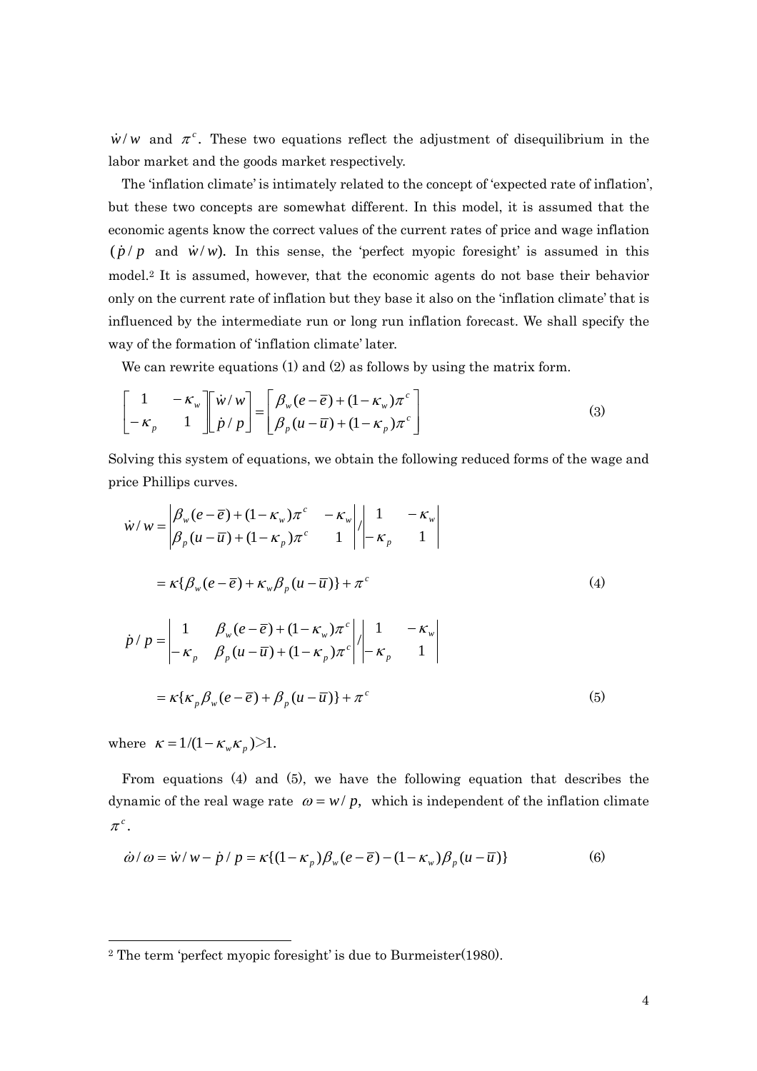$\dot{w}/w$ and $\pi^c$. These two equations reflect the adjustment of disequilibrium in the labor market and the goods market respectively.

The 'inflation climate' is intimately related to the concept of 'expected rate of inflation', but these two concepts are somewhat different. In this model, it is assumed that the economic agents know the correct values of the current rates of price and wage inflation ($\dot{p}/p$ and $\dot{w}/w$). In this sense, the 'perfect myopic foresight' is assumed in this model.[2] It is assumed, however, that the economic agents do not base their behavior only on the current rate of inflation but they base it also on the 'inflation climate' that is influenced by the intermediate run or long run inflation forecast. We shall specify the way of the formation of 'inflation climate' later.

We can rewrite equations (1) and (2) as follows by using the matrix form.

$$\begin{bmatrix} 1 & -\kappa_w \\ -\kappa_p & 1 \end{bmatrix} \begin{bmatrix} \dot{w}/w \\ \dot{p}/p \end{bmatrix} = \begin{bmatrix} \beta_w(e-\bar{e}) + (1-\kappa_w)\pi^c \\ \beta_p(u-\bar{u}) + (1-\kappa_p)\pi^c \end{bmatrix} \tag{3}$$

Solving this system of equations, we obtain the following reduced forms of the wage and price Phillips curves.

$$\dot{w}/w = \begin{vmatrix} \beta_w(e-\bar{e}) + (1-\kappa_w)\pi^c & -\kappa_w \\ \beta_p(u-\bar{u}) + (1-\kappa_p)\pi^c & 1 \end{vmatrix} \Big/ \begin{vmatrix} 1 & -\kappa_w \\ -\kappa_p & 1 \end{vmatrix}$$

$$= \kappa\{\beta_w(e-\bar{e}) + \kappa_w\beta_p(u-\bar{u})\} + \pi^c \tag{4}$$

$$\dot{p}/p = \begin{vmatrix} 1 & \beta_w(e-\bar{e}) + (1-\kappa_w)\pi^c \\ -\kappa_p & \beta_p(u-\bar{u}) + (1-\kappa_p)\pi^c \end{vmatrix} \Big/ \begin{vmatrix} 1 & -\kappa_w \\ -\kappa_p & 1 \end{vmatrix}$$

$$= \kappa\{\kappa_p\beta_w(e-\bar{e}) + \beta_p(u-\bar{u})\} + \pi^c \tag{5}$$

where $\kappa = 1/(1-\kappa_w\kappa_p) > 1$.

From equations (4) and (5), we have the following equation that describes the dynamic of the real wage rate $\omega = w/p$, which is independent of the inflation climate $\pi^c$.

$$\dot{\omega}/\omega = \dot{w}/w - \dot{p}/p = \kappa\{(1-\kappa_p)\beta_w(e-\bar{e}) - (1-\kappa_w)\beta_p(u-\bar{u})\} \tag{6}$$

---

[2] The term 'perfect myopic foresight' is due to Burmeister(1980).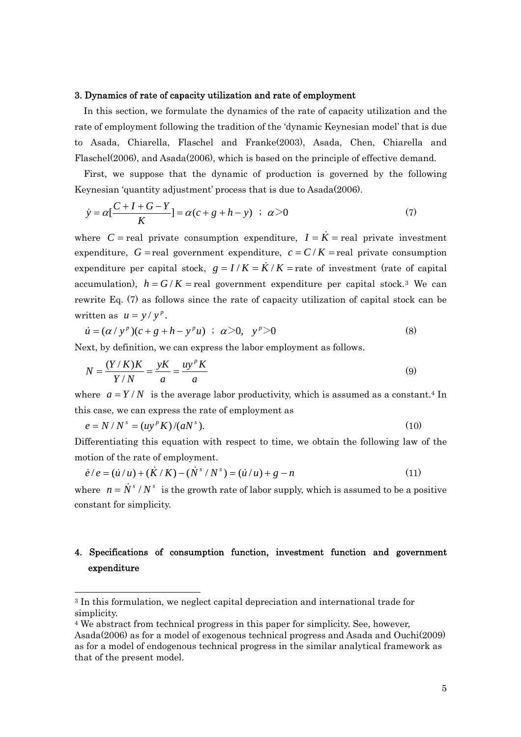## 3. Dynamics of rate of capacity utilization and rate of employment

In this section, we formulate the dynamics of the rate of capacity utilization and the rate of employment following the tradition of the 'dynamic Keynesian model' that is due to Asada, Chiarella, Flaschel and Franke(2003), Asada, Chen, Chiarella and Flaschel(2006), and Asada(2006), which is based on the principle of effective demand.

First, we suppose that the dynamic of production is governed by the following Keynesian 'quantity adjustment' process that is due to Asada(2006).

$$\dot{y} = \alpha\left[\frac{C + I + G - Y}{K}\right] = \alpha(c + g + h - y) \;\; ; \;\; \alpha > 0 \tag{7}$$

where $C =$ real private consumption expenditure, $I = \dot{K} =$ real private investment expenditure, $G =$ real government expenditure, $c = C/K =$ real private consumption expenditure per capital stock, $g = I/K = \dot{K}/K =$ rate of investment (rate of capital accumulation), $h = G/K =$ real government expenditure per capital stock.[3] We can rewrite Eq. (7) as follows since the rate of capacity utilization of capital stock can be written as $u = y/y^p$.

$$\dot{u} = (\alpha / y^p)(c + g + h - y^p u) \;\; ; \;\; \alpha > 0, \;\; y^p > 0 \tag{8}$$

Next, by definition, we can express the labor employment as follows.

$$N = \frac{(Y/K)K}{Y/N} = \frac{yK}{a} = \frac{uy^p K}{a} \tag{9}$$

where $a = Y/N$ is the average labor productivity, which is assumed as a constant.[4] In this case, we can express the rate of employment as

$$e = N/N^s = (uy^p K)/(aN^s). \tag{10}$$

Differentiating this equation with respect to time, we obtain the following law of the motion of the rate of employment.

$$\dot{e}/e = (\dot{u}/u) + (\dot{K}/K) - (\dot{N}^s/N^s) = (\dot{u}/u) + g - n \tag{11}$$

where $n = \dot{N}^s/N^s$ is the growth rate of labor supply, which is assumed to be a positive constant for simplicity.

## 4. Specifications of consumption function, investment function and government expenditure

---

[3] In this formulation, we neglect capital depreciation and international trade for simplicity.

[4] We abstract from technical progress in this paper for simplicity. See, however, Asada(2006) as for a model of exogenous technical progress and Asada and Ouchi(2009) as for a model of endogenous technical progress in the similar analytical framework as that of the present model.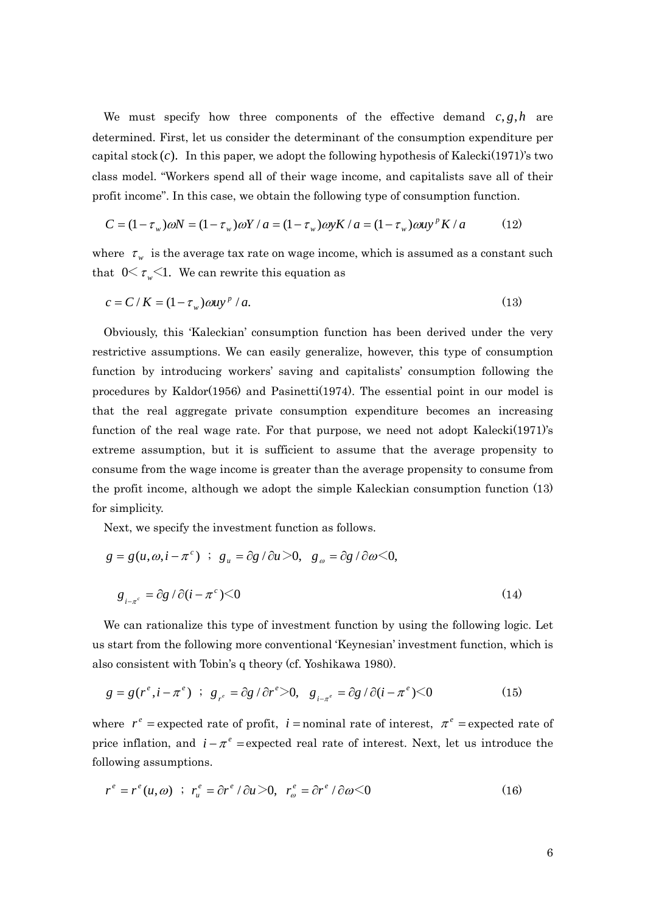We must specify how three components of the effective demand $c, g, h$ are determined. First, let us consider the determinant of the consumption expenditure per capital stock $(c)$. In this paper, we adopt the following hypothesis of Kalecki(1971)'s two class model. "Workers spend all of their wage income, and capitalists save all of their profit income". In this case, we obtain the following type of consumption function.

$$C = (1-\tau_w)\omega N = (1-\tau_w)\omega Y / a = (1-\tau_w)\omega y K / a = (1-\tau_w)\omega u y^p K / a \tag{12}$$

where $\tau_w$ is the average tax rate on wage income, which is assumed as a constant such that $0 < \tau_w < 1$. We can rewrite this equation as

$$c = C / K = (1-\tau_w)\omega u y^p / a. \tag{13}$$

Obviously, this 'Kaleckian' consumption function has been derived under the very restrictive assumptions. We can easily generalize, however, this type of consumption function by introducing workers' saving and capitalists' consumption following the procedures by Kaldor(1956) and Pasinetti(1974). The essential point in our model is that the real aggregate private consumption expenditure becomes an increasing function of the real wage rate. For that purpose, we need not adopt Kalecki(1971)'s extreme assumption, but it is sufficient to assume that the average propensity to consume from the wage income is greater than the average propensity to consume from the profit income, although we adopt the simple Kaleckian consumption function (13) for simplicity.

Next, we specify the investment function as follows.

$$g = g(u, \omega, i - \pi^c) \;\; ; \;\; g_u = \partial g / \partial u > 0, \quad g_\omega = \partial g / \partial \omega < 0,$$

$$g_{i-\pi^c} = \partial g / \partial (i - \pi^c) < 0 \tag{14}$$

We can rationalize this type of investment function by using the following logic. Let us start from the following more conventional 'Keynesian' investment function, which is also consistent with Tobin's q theory (cf. Yoshikawa 1980).

$$g = g(r^e, i - \pi^e) \;\; ; \;\; g_{r^e} = \partial g / \partial r^e > 0, \quad g_{i-\pi^e} = \partial g / \partial (i - \pi^e) < 0 \tag{15}$$

where $r^e =$ expected rate of profit, $i =$ nominal rate of interest, $\pi^e =$ expected rate of price inflation, and $i - \pi^e =$ expected real rate of interest. Next, let us introduce the following assumptions.

$$r^e = r^e(u, \omega) \;\; ; \;\; r_u^e = \partial r^e / \partial u > 0, \quad r_\omega^e = \partial r^e / \partial \omega < 0 \tag{16}$$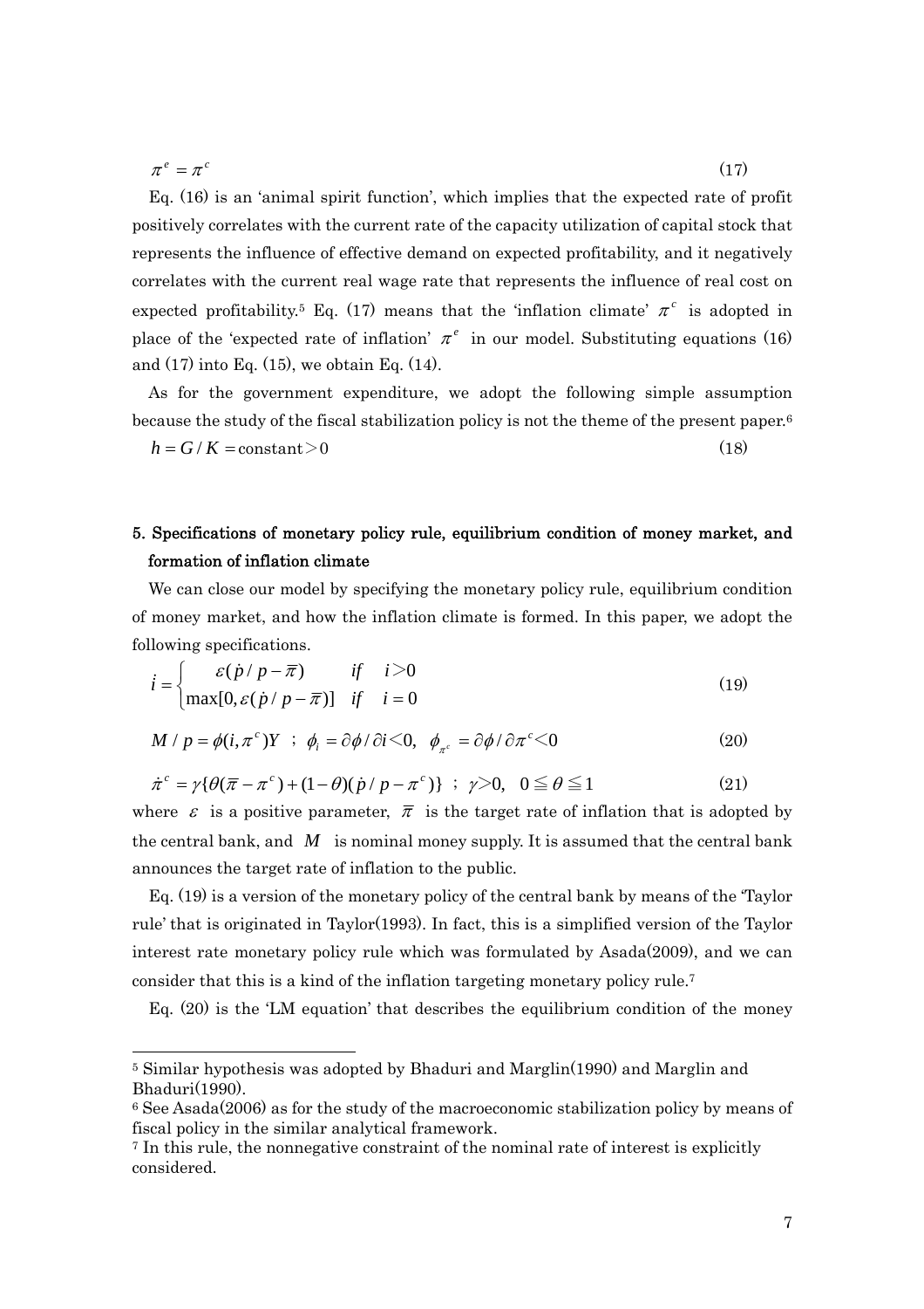$$\pi^e = \pi^c \tag{17}$$

Eq. (16) is an 'animal spirit function', which implies that the expected rate of profit positively correlates with the current rate of the capacity utilization of capital stock that represents the influence of effective demand on expected profitability, and it negatively correlates with the current real wage rate that represents the influence of real cost on expected profitability.[5] Eq. (17) means that the 'inflation climate' $\pi^c$ is adopted in place of the 'expected rate of inflation' $\pi^e$ in our model. Substituting equations (16) and (17) into Eq. (15), we obtain Eq. (14).

As for the government expenditure, we adopt the following simple assumption because the study of the fiscal stabilization policy is not the theme of the present paper.[6]

$$h = G / K = \text{constant} > 0 \tag{18}$$

## 5. Specifications of monetary policy rule, equilibrium condition of money market, and formation of inflation climate

We can close our model by specifying the monetary policy rule, equilibrium condition of money market, and how the inflation climate is formed. In this paper, we adopt the following specifications.

$$\dot{i} = \begin{cases} \varepsilon(\dot{p}/p - \bar{\pi}) & \text{if} \quad i > 0 \\ \max[0, \varepsilon(\dot{p}/p - \bar{\pi})] & \text{if} \quad i = 0 \end{cases} \tag{19}$$

$$M / p = \phi(i, \pi^c)Y \;\; ; \;\; \phi_i = \partial\phi/\partial i < 0, \;\; \phi_{\pi^c} = \partial\phi/\partial\pi^c < 0 \tag{20}$$

$$\dot{\pi}^c = \gamma\{\theta(\bar{\pi} - \pi^c) + (1-\theta)(\dot{p}/p - \pi^c)\} \;\; ; \;\; \gamma > 0, \;\; 0 \leqq \theta \leqq 1 \tag{21}$$

where $\varepsilon$ is a positive parameter, $\bar{\pi}$ is the target rate of inflation that is adopted by the central bank, and $M$ is nominal money supply. It is assumed that the central bank announces the target rate of inflation to the public.

Eq. (19) is a version of the monetary policy of the central bank by means of the 'Taylor rule' that is originated in Taylor(1993). In fact, this is a simplified version of the Taylor interest rate monetary policy rule which was formulated by Asada(2009), and we can consider that this is a kind of the inflation targeting monetary policy rule.[7]

Eq. (20) is the 'LM equation' that describes the equilibrium condition of the money

---

[5] Similar hypothesis was adopted by Bhaduri and Marglin(1990) and Marglin and Bhaduri(1990).

[6] See Asada(2006) as for the study of the macroeconomic stabilization policy by means of fiscal policy in the similar analytical framework.

[7] In this rule, the nonnegative constraint of the nominal rate of interest is explicitly considered.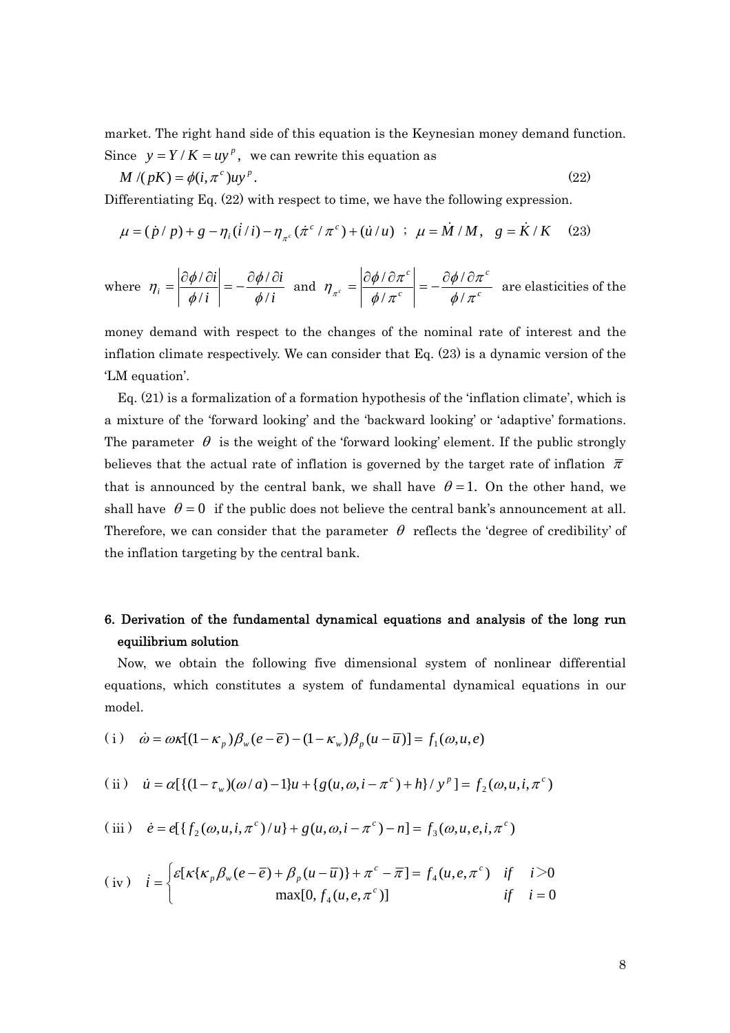market. The right hand side of this equation is the Keynesian money demand function. Since $y = Y/K = uy^p$, we can rewrite this equation as

$$M/(pK) = \phi(i, \pi^c)uy^p. \tag{22}$$

Differentiating Eq. (22) with respect to time, we have the following expression.

$$\mu = (\dot{p}/p) + g - \eta_i(\dot{i}/i) - \eta_{\pi^c}(\dot{\pi}^c/\pi^c) + (\dot{u}/u) \;\; ; \;\; \mu = \dot{M}/M, \quad g = \dot{K}/K \tag{23}$$

where $\eta_i = \left|\dfrac{\partial\phi/\partial i}{\phi/i}\right| = -\dfrac{\partial\phi/\partial i}{\phi/i}$ and $\eta_{\pi^c} = \left|\dfrac{\partial\phi/\partial\pi^c}{\phi/\pi^c}\right| = -\dfrac{\partial\phi/\partial\pi^c}{\phi/\pi^c}$ are elasticities of the money demand with respect to the changes of the nominal rate of interest and the inflation climate respectively. We can consider that Eq. (23) is a dynamic version of the 'LM equation'.

Eq. (21) is a formalization of a formation hypothesis of the 'inflation climate', which is a mixture of the 'forward looking' and the 'backward looking' or 'adaptive' formations. The parameter $\theta$ is the weight of the 'forward looking' element. If the public strongly believes that the actual rate of inflation is governed by the target rate of inflation $\bar{\pi}$ that is announced by the central bank, we shall have $\theta = 1$. On the other hand, we shall have $\theta = 0$ if the public does not believe the central bank's announcement at all. Therefore, we can consider that the parameter $\theta$ reflects the 'degree of credibility' of the inflation targeting by the central bank.

## 6. Derivation of the fundamental dynamical equations and analysis of the long run equilibrium solution

Now, we obtain the following five dimensional system of nonlinear differential equations, which constitutes a system of fundamental dynamical equations in our model.

(i) $\dot{\omega} = \omega\kappa[(1-\kappa_p)\beta_w(e-\bar{e}) - (1-\kappa_w)\beta_p(u-\bar{u})] = f_1(\omega, u, e)$

(ii) $\dot{u} = \alpha[\{(1-\tau_w)(\omega/a) - 1\}u + \{g(u, \omega, i-\pi^c) + h\}/y^p] = f_2(\omega, u, i, \pi^c)$

(iii) $\dot{e} = e[\{f_2(\omega, u, i, \pi^c)/u\} + g(u, \omega, i-\pi^c) - n] = f_3(\omega, u, e, i, \pi^c)$

(iv) $\dot{i} = \begin{cases} \varepsilon[\kappa\{\kappa_p\beta_w(e-\bar{e}) + \beta_p(u-\bar{u})\} + \pi^c - \bar{\pi}] = f_4(u, e, \pi^c) & if \quad i > 0 \\ \max[0, f_4(u, e, \pi^c)] & if \quad i = 0 \end{cases}$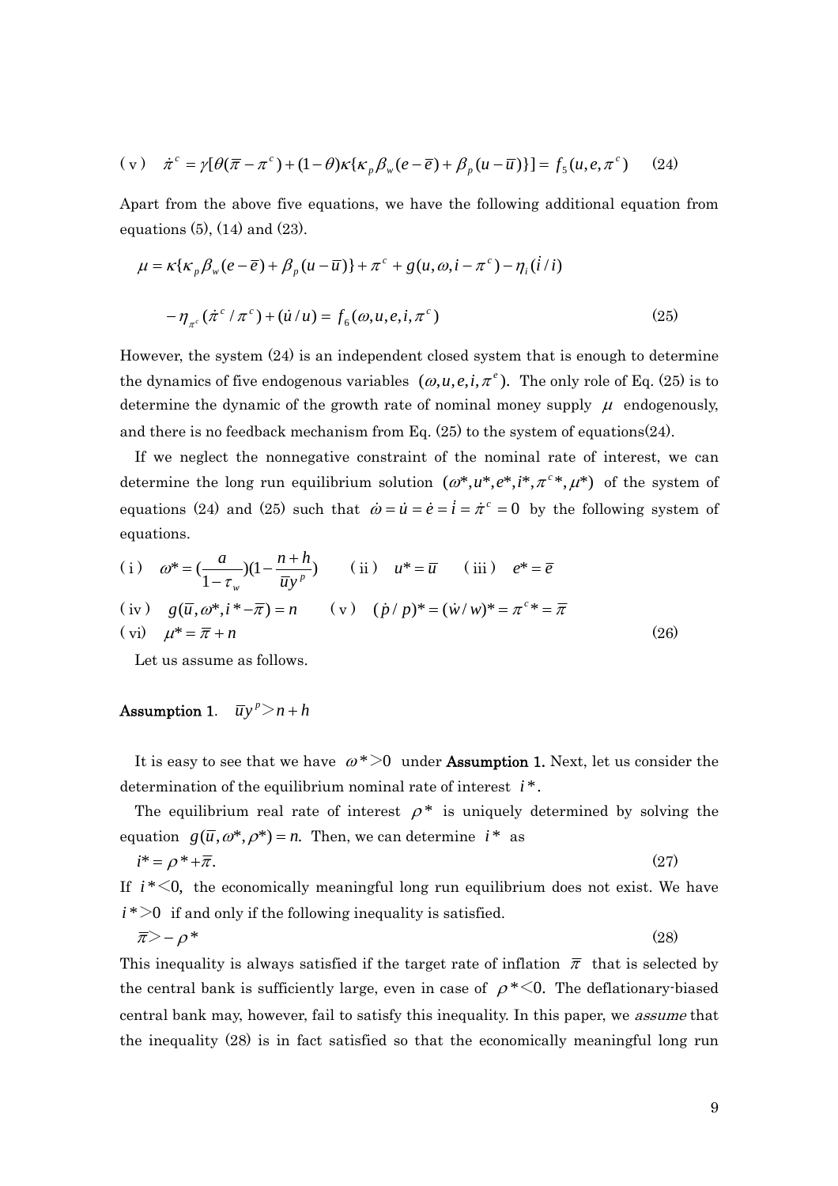$$\text{(v)} \quad \dot{\pi}^c = \gamma[\theta(\bar{\pi} - \pi^c) + (1-\theta)\kappa\{\kappa_p \beta_w (e - \bar{e}) + \beta_p (u - \bar{u})\}] = f_5(u, e, \pi^c) \qquad (24)$$

Apart from the above five equations, we have the following additional equation from equations (5), (14) and (23).

$$\mu = \kappa\{\kappa_p \beta_w (e - \bar{e}) + \beta_p (u - \bar{u})\} + \pi^c + g(u, \omega, i - \pi^c) - \eta_i (\dot{i}/i)$$

$$- \eta_{\pi^c} (\dot{\pi}^c / \pi^c) + (\dot{u}/u) = f_6(\omega, u, e, i, \pi^c) \qquad (25)$$

However, the system (24) is an independent closed system that is enough to determine the dynamics of five endogenous variables $(\omega, u, e, i, \pi^e)$. The only role of Eq. (25) is to determine the dynamic of the growth rate of nominal money supply $\mu$ endogenously, and there is no feedback mechanism from Eq. (25) to the system of equations(24).

If we neglect the nonnegative constraint of the nominal rate of interest, we can determine the long run equilibrium solution $(\omega^*, u^*, e^*, i^*, \pi^{c*}, \mu^*)$ of the system of equations (24) and (25) such that $\dot{\omega} = \dot{u} = \dot{e} = \dot{i} = \dot{\pi}^c = 0$ by the following system of equations.

$$\text{(i)} \quad \omega^* = \left(\frac{a}{1-\tau_w}\right)\left(1 - \frac{n+h}{\bar{u}y^p}\right) \qquad \text{(ii)} \quad u^* = \bar{u} \qquad \text{(iii)} \quad e^* = \bar{e}$$

$$\text{(iv)} \quad g(\bar{u}, \omega^*, i^* - \bar{\pi}) = n \qquad \text{(v)} \quad (\dot{p}/p)^* = (\dot{w}/w)^* = \pi^{c*} = \bar{\pi}$$

$$\text{(vi)} \quad \mu^* = \bar{\pi} + n \qquad (26)$$

Let us assume as follows.

**Assumption 1**. $\bar{u}y^p > n + h$

It is easy to see that we have $\omega^* > 0$ under **Assumption 1.** Next, let us consider the determination of the equilibrium nominal rate of interest $i^*$.

The equilibrium real rate of interest $\rho^*$ is uniquely determined by solving the equation $g(\bar{u}, \omega^*, \rho^*) = n.$ Then, we can determine $i^*$ as

$$i^* = \rho^* + \bar{\pi}. \qquad (27)$$

If $i^* < 0,$ the economically meaningful long run equilibrium does not exist. We have $i^* > 0$ if and only if the following inequality is satisfied.

$$\bar{\pi} > -\rho^* \qquad (28)$$

This inequality is always satisfied if the target rate of inflation $\bar{\pi}$ that is selected by the central bank is sufficiently large, even in case of $\rho^* < 0.$ The deflationary-biased central bank may, however, fail to satisfy this inequality. In this paper, we *assume* that the inequality (28) is in fact satisfied so that the economically meaningful long run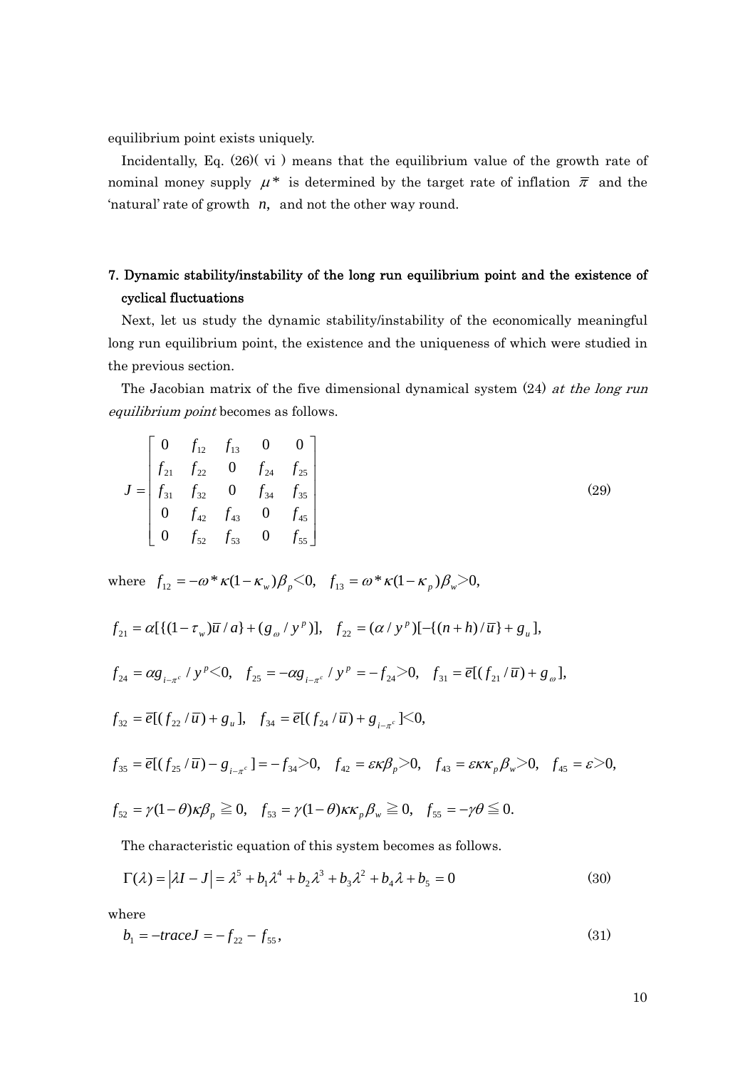equilibrium point exists uniquely.

Incidentally, Eq. (26)( vi ) means that the equilibrium value of the growth rate of nominal money supply $\mu^*$ is determined by the target rate of inflation $\bar{\pi}$ and the 'natural' rate of growth $n$, and not the other way round.

## 7. Dynamic stability/instability of the long run equilibrium point and the existence of cyclical fluctuations

Next, let us study the dynamic stability/instability of the economically meaningful long run equilibrium point, the existence and the uniqueness of which were studied in the previous section.

The Jacobian matrix of the five dimensional dynamical system (24) *at the long run equilibrium point* becomes as follows.

$$J = \begin{bmatrix} 0 & f_{12} & f_{13} & 0 & 0 \\ f_{21} & f_{22} & 0 & f_{24} & f_{25} \\ f_{31} & f_{32} & 0 & f_{34} & f_{35} \\ 0 & f_{42} & f_{43} & 0 & f_{45} \\ 0 & f_{52} & f_{53} & 0 & f_{55} \end{bmatrix} \tag{29}$$

where $f_{12} = -\omega^* \kappa (1-\kappa_w)\beta_p < 0, \quad f_{13} = \omega^* \kappa (1-\kappa_p)\beta_w > 0,$

$f_{21} = \alpha[\{(1-\tau_w)\bar{u}/a\} + (g_\omega / y^p)], \quad f_{22} = (\alpha / y^p)[-\{(n+h)/\bar{u}\} + g_u],$

$f_{24} = \alpha g_{i-\pi^c} / y^p < 0, \quad f_{25} = -\alpha g_{i-\pi^c} / y^p = -f_{24} > 0, \quad f_{31} = \bar{e}[(f_{21}/\bar{u}) + g_\omega],$

$f_{32} = \bar{e}[(f_{22}/\bar{u}) + g_u], \quad f_{34} = \bar{e}[(f_{24}/\bar{u}) + g_{i-\pi^c}] < 0,$

$f_{35} = \bar{e}[(f_{25}/\bar{u}) - g_{i-\pi^c}] = -f_{34} > 0, \quad f_{42} = \varepsilon\kappa\beta_p > 0, \quad f_{43} = \varepsilon\kappa\kappa_p\beta_w > 0, \quad f_{45} = \varepsilon > 0,$

$f_{52} = \gamma(1-\theta)\kappa\beta_p \geqq 0, \quad f_{53} = \gamma(1-\theta)\kappa\kappa_p\beta_w \geqq 0, \quad f_{55} = -\gamma\theta \leqq 0.$

The characteristic equation of this system becomes as follows.

$$\Gamma(\lambda) = |\lambda I - J| = \lambda^5 + b_1\lambda^4 + b_2\lambda^3 + b_3\lambda^2 + b_4\lambda + b_5 = 0 \tag{30}$$

where

$$b_1 = -traceJ = -f_{22} - f_{55}, \tag{31}$$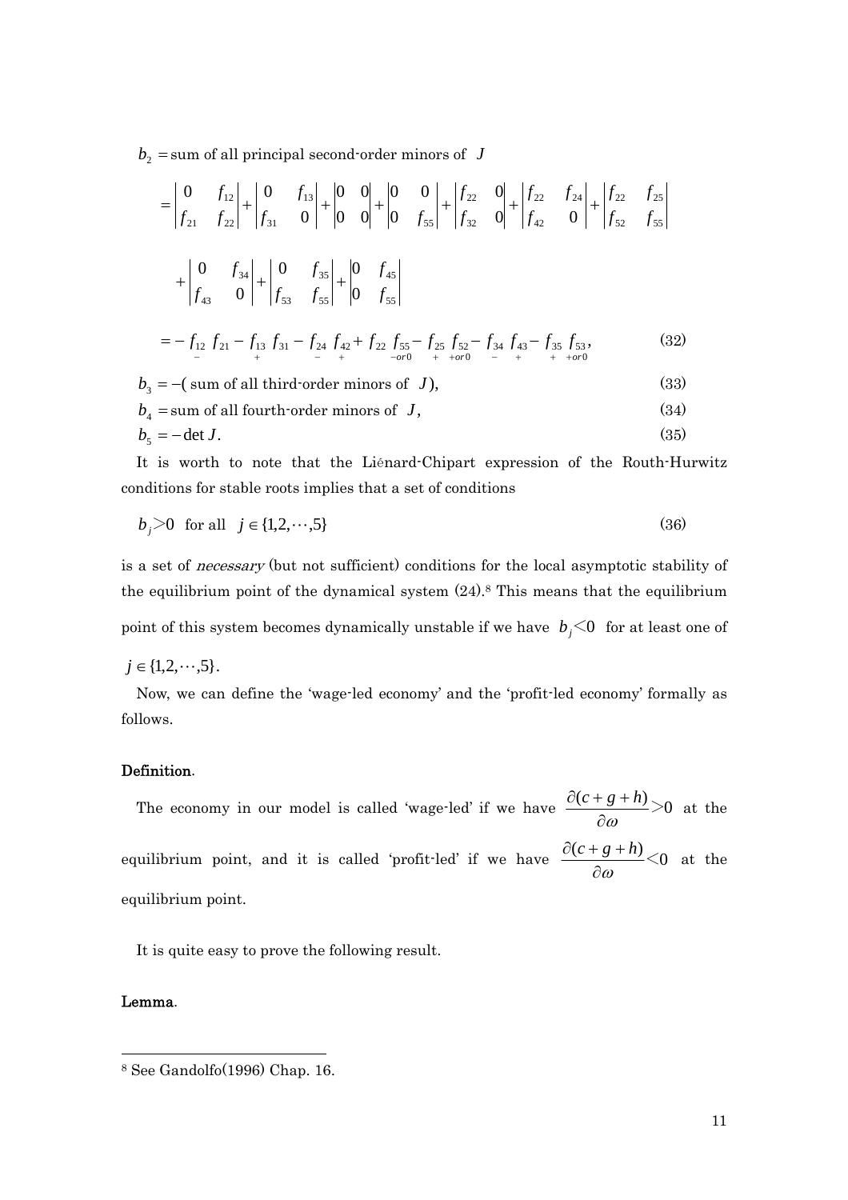$b_2$ = sum of all principal second-order minors of $J$

$$
= \begin{vmatrix} 0 & f_{12} \\ f_{21} & f_{22} \end{vmatrix} + \begin{vmatrix} 0 & f_{13} \\ f_{31} & 0 \end{vmatrix} + \begin{vmatrix} 0 & 0 \\ 0 & 0 \end{vmatrix} + \begin{vmatrix} 0 & 0 \\ 0 & f_{55} \end{vmatrix} + \begin{vmatrix} f_{22} & 0 \\ f_{32} & 0 \end{vmatrix} + \begin{vmatrix} f_{22} & f_{24} \\ f_{42} & 0 \end{vmatrix} + \begin{vmatrix} f_{22} & f_{25} \\ f_{52} & f_{55} \end{vmatrix}
$$

$$
+ \begin{vmatrix} 0 & f_{34} \\ f_{43} & 0 \end{vmatrix} + \begin{vmatrix} 0 & f_{35} \\ f_{53} & f_{55} \end{vmatrix} + \begin{vmatrix} 0 & f_{45} \\ 0 & f_{55} \end{vmatrix}
$$

$$
= -\underset{-}{f_{12}}\, f_{21} - \underset{+}{f_{13}}\, f_{31} - \underset{-}{f_{24}}\, \underset{+}{f_{42}} + f_{22}\, \underset{-or0}{f_{55}} - \underset{+}{f_{25}}\, \underset{+or0}{f_{52}} - \underset{-}{f_{34}}\, \underset{+}{f_{43}} - \underset{+}{f_{35}}\, \underset{+or0}{f_{53}}, \tag{32}
$$

$$
b_3 = -(\text{ sum of all third-order minors of } J), \tag{33}
$$

$$
b_4 = \text{sum of all fourth-order minors of } J, \tag{34}
$$

$$
b_5 = -\det J. \tag{35}
$$

It is worth to note that the Liénard-Chipart expression of the Routh-Hurwitz conditions for stable roots implies that a set of conditions

$$
b_j > 0 \quad \text{for all} \quad j \in \{1,2,\cdots,5\} \tag{36}
$$

is a set of *necessary* (but not sufficient) conditions for the local asymptotic stability of the equilibrium point of the dynamical system (24).[8] This means that the equilibrium point of this system becomes dynamically unstable if we have $b_j < 0$ for at least one of $j \in \{1,2,\cdots,5\}$.

Now, we can define the 'wage-led economy' and the 'profit-led economy' formally as follows.

**Definition**.

The economy in our model is called 'wage-led' if we have $\dfrac{\partial(c+g+h)}{\partial \omega} > 0$ at the equilibrium point, and it is called 'profit-led' if we have $\dfrac{\partial(c+g+h)}{\partial \omega} < 0$ at the equilibrium point.

It is quite easy to prove the following result.

**Lemma**.

[8] See Gandolfo(1996) Chap. 16.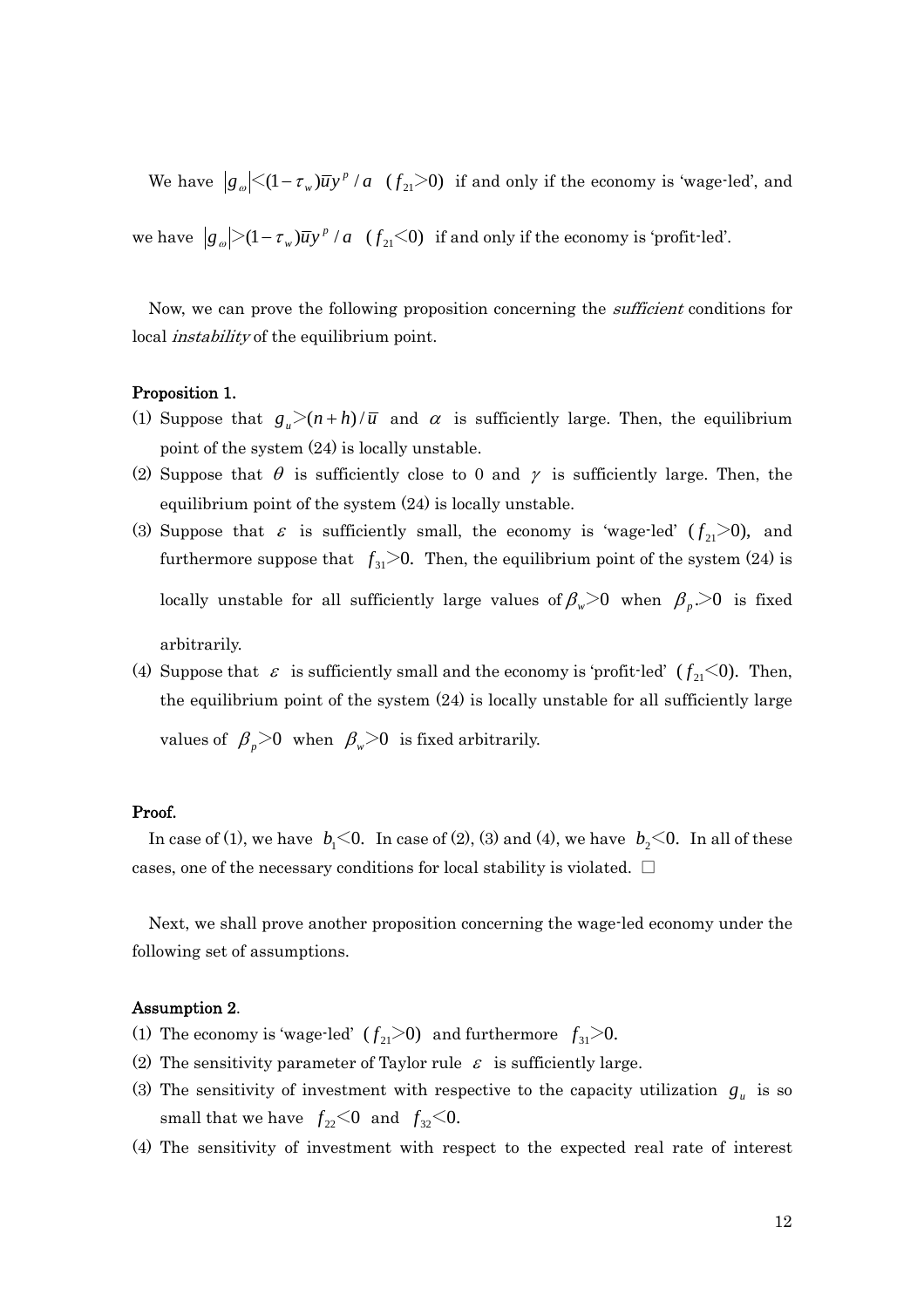We have $|g_{\omega}| < (1-\tau_w)\bar{u}y^p / a$ $(f_{21} > 0)$ if and only if the economy is 'wage-led', and we have $|g_{\omega}| > (1-\tau_w)\bar{u}y^p / a$ $(f_{21} < 0)$ if and only if the economy is 'profit-led'.

Now, we can prove the following proposition concerning the *sufficient* conditions for local *instability* of the equilibrium point.

**Proposition 1.**

(1) Suppose that $g_u > (n+h)/\bar{u}$ and $\alpha$ is sufficiently large. Then, the equilibrium point of the system (24) is locally unstable.

(2) Suppose that $\theta$ is sufficiently close to 0 and $\gamma$ is sufficiently large. Then, the equilibrium point of the system (24) is locally unstable.

(3) Suppose that $\varepsilon$ is sufficiently small, the economy is 'wage-led' ($f_{21} > 0$), and furthermore suppose that $f_{31} > 0$. Then, the equilibrium point of the system (24) is locally unstable for all sufficiently large values of $\beta_w > 0$ when $\beta_p > 0$ is fixed arbitrarily.

(4) Suppose that $\varepsilon$ is sufficiently small and the economy is 'profit-led' ($f_{21} < 0$). Then, the equilibrium point of the system (24) is locally unstable for all sufficiently large values of $\beta_p > 0$ when $\beta_w > 0$ is fixed arbitrarily.

**Proof.**

In case of (1), we have $b_1 < 0$. In case of (2), (3) and (4), we have $b_2 < 0$. In all of these cases, one of the necessary conditions for local stability is violated. □

Next, we shall prove another proposition concerning the wage-led economy under the following set of assumptions.

**Assumption 2**.

(1) The economy is 'wage-led' ($f_{21} > 0$) and furthermore $f_{31} > 0$.

(2) The sensitivity parameter of Taylor rule $\varepsilon$ is sufficiently large.

(3) The sensitivity of investment with respective to the capacity utilization $g_u$ is so small that we have $f_{22} < 0$ and $f_{32} < 0$.

(4) The sensitivity of investment with respect to the expected real rate of interest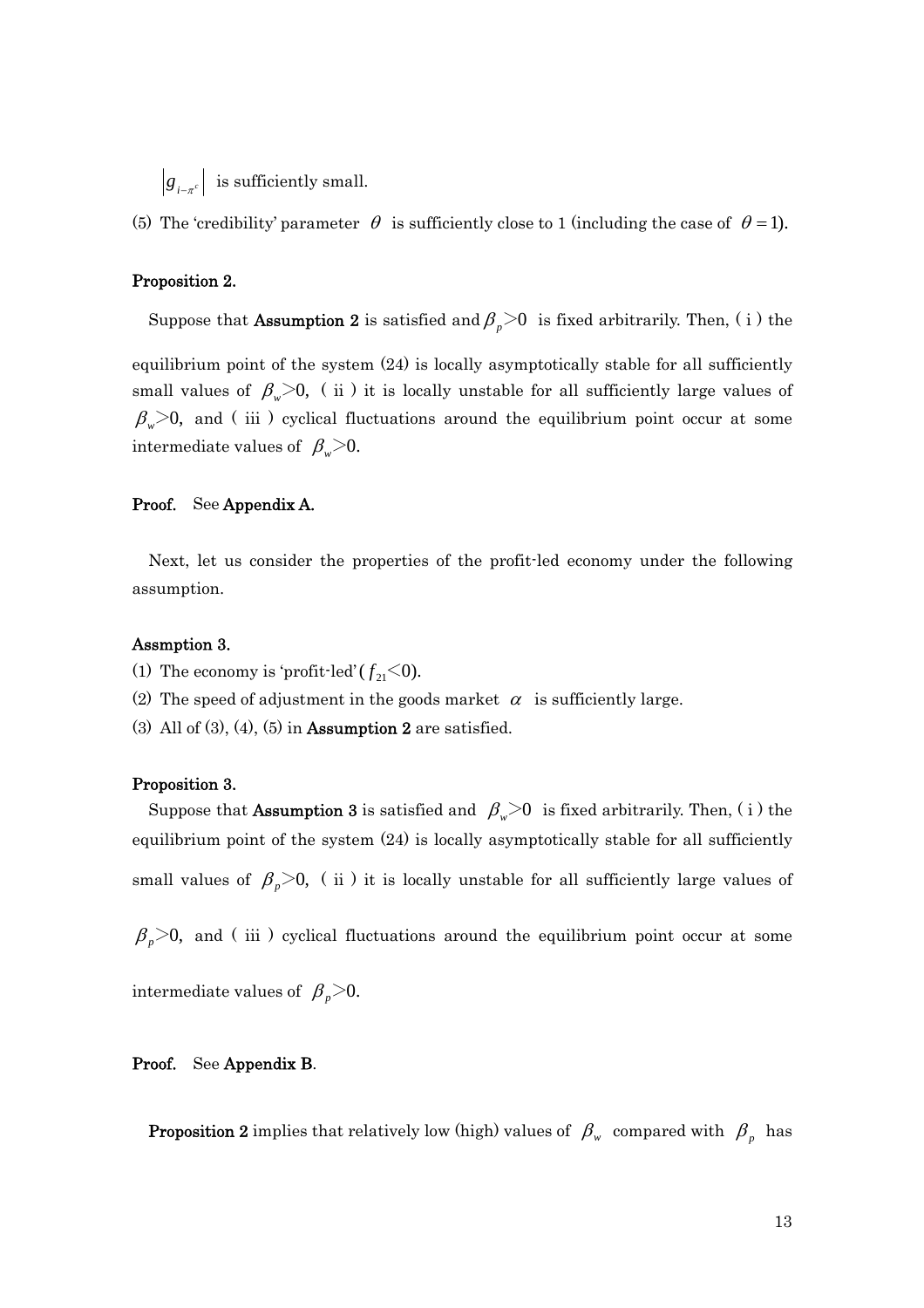$\left|g_{i-\pi^e}\right|$ is sufficiently small.

(5) The 'credibility' parameter $\theta$ is sufficiently close to 1 (including the case of $\theta = 1$).

**Proposition 2.**

Suppose that **Assumption 2** is satisfied and $\beta_p > 0$ is fixed arbitrarily. Then, ( i ) the equilibrium point of the system (24) is locally asymptotically stable for all sufficiently small values of $\beta_w > 0$, ( ii ) it is locally unstable for all sufficiently large values of $\beta_w > 0$, and ( iii ) cyclical fluctuations around the equilibrium point occur at some intermediate values of $\beta_w > 0$.

**Proof.** See **Appendix A.**

Next, let us consider the properties of the profit-led economy under the following assumption.

**Assmption 3.**

(1) The economy is 'profit-led' ( $f_{21} < 0$).

(2) The speed of adjustment in the goods market $\alpha$ is sufficiently large.

(3) All of (3), (4), (5) in **Assumption 2** are satisfied.

**Proposition 3.**

Suppose that **Assumption 3** is satisfied and $\beta_w > 0$ is fixed arbitrarily. Then, ( i ) the equilibrium point of the system (24) is locally asymptotically stable for all sufficiently small values of $\beta_p > 0$, ( ii ) it is locally unstable for all sufficiently large values of $\beta_p > 0$, and ( iii ) cyclical fluctuations around the equilibrium point occur at some intermediate values of $\beta_p > 0$.

**Proof.** See **Appendix B**.

**Proposition 2** implies that relatively low (high) values of $\beta_w$ compared with $\beta_p$ has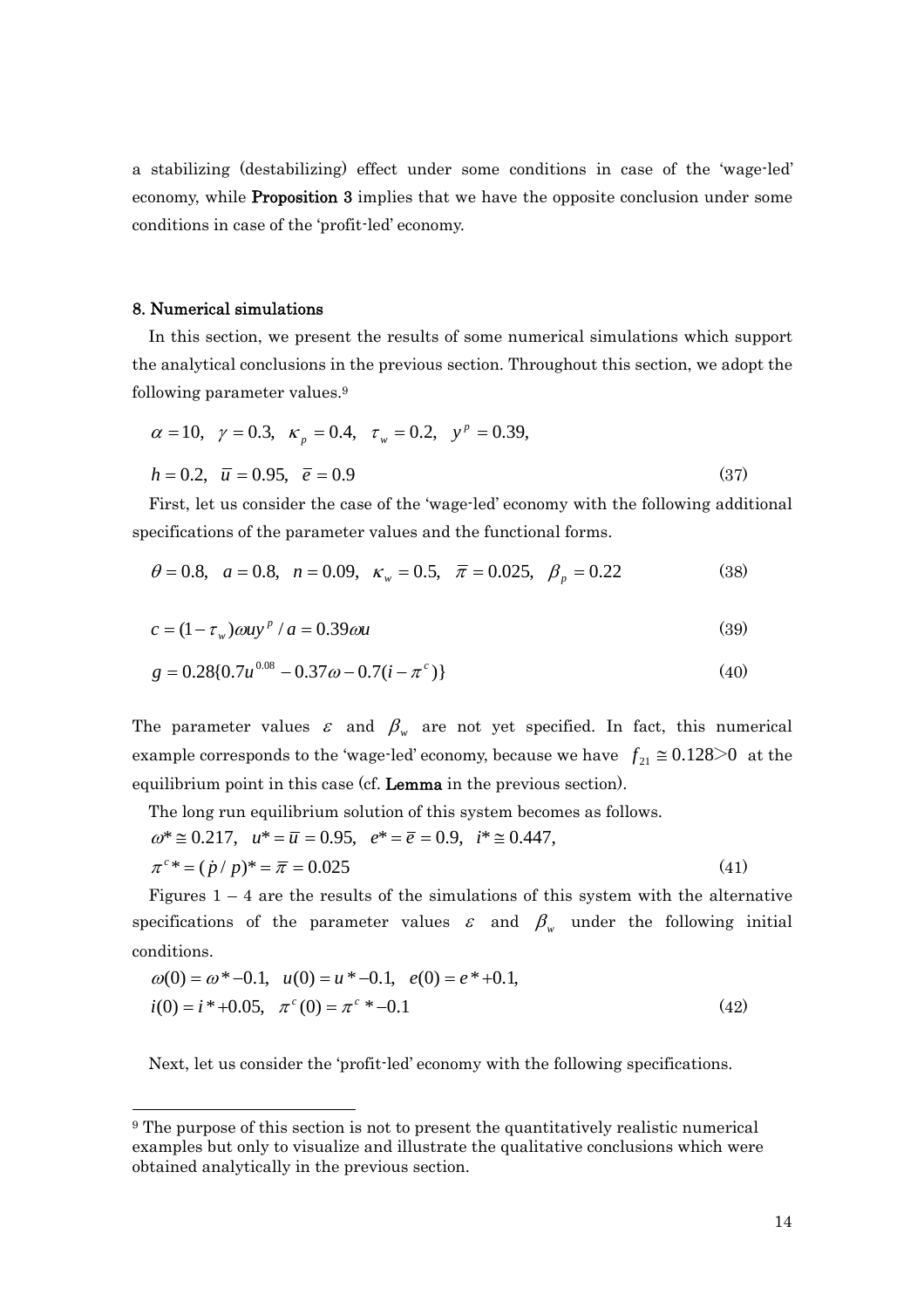a stabilizing (destabilizing) effect under some conditions in case of the 'wage-led' economy, while **Proposition 3** implies that we have the opposite conclusion under some conditions in case of the 'profit-led' economy.

## 8. Numerical simulations

In this section, we present the results of some numerical simulations which support the analytical conclusions in the previous section. Throughout this section, we adopt the following parameter values.[9]

$$\alpha = 10, \quad \gamma = 0.3, \quad \kappa_p = 0.4, \quad \tau_w = 0.2, \quad y^p = 0.39,$$

$$h = 0.2, \quad \bar{u} = 0.95, \quad \bar{e} = 0.9 \tag{37}$$

First, let us consider the case of the 'wage-led' economy with the following additional specifications of the parameter values and the functional forms.

$$\theta = 0.8, \quad a = 0.8, \quad n = 0.09, \quad \kappa_w = 0.5, \quad \bar{\pi} = 0.025, \quad \beta_p = 0.22 \tag{38}$$

$$c = (1 - \tau_w)\omega u y^p / a = 0.39\omega u \tag{39}$$

$$g = 0.28\{0.7u^{0.08} - 0.37\omega - 0.7(i - \pi^c)\} \tag{40}$$

The parameter values $\varepsilon$ and $\beta_w$ are not yet specified. In fact, this numerical example corresponds to the 'wage-led' economy, because we have $f_{21} \cong 0.128 > 0$ at the equilibrium point in this case (cf. **Lemma** in the previous section).

The long run equilibrium solution of this system becomes as follows.

$$\omega^* \cong 0.217, \quad u^* = \bar{u} = 0.95, \quad e^* = \bar{e} = 0.9, \quad i^* \cong 0.447,$$

$$\pi^c{}^* = (\dot{p}/p)^* = \bar{\pi} = 0.025 \tag{41}$$

Figures 1 – 4 are the results of the simulations of this system with the alternative specifications of the parameter values $\varepsilon$ and $\beta_w$ under the following initial conditions.

$$\omega(0) = \omega^* - 0.1, \quad u(0) = u^* - 0.1, \quad e(0) = e^* + 0.1,$$

$$i(0) = i^* + 0.05, \quad \pi^c(0) = \pi^c{}^* - 0.1 \tag{42}$$

Next, let us consider the 'profit-led' economy with the following specifications.

---

[9] The purpose of this section is not to present the quantitatively realistic numerical examples but only to visualize and illustrate the qualitative conclusions which were obtained analytically in the previous section.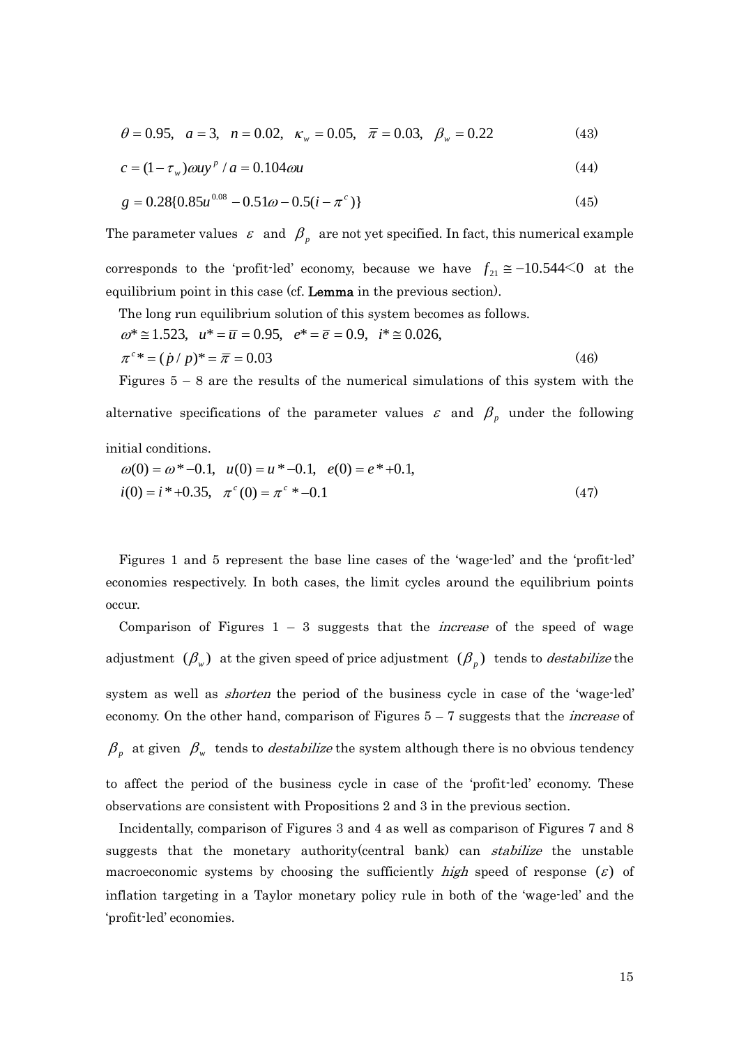$$\theta = 0.95, \quad a = 3, \quad n = 0.02, \quad \kappa_w = 0.05, \quad \bar{\pi} = 0.03, \quad \beta_w = 0.22 \tag{43}$$

$$c = (1-\tau_w)\omega u y^p / a = 0.104\omega u \tag{44}$$

$$g = 0.28\{0.85u^{0.08} - 0.51\omega - 0.5(i - \pi^c)\} \tag{45}$$

The parameter values $\varepsilon$ and $\beta_p$ are not yet specified. In fact, this numerical example corresponds to the 'profit-led' economy, because we have $f_{21} \cong -10.544 < 0$ at the equilibrium point in this case (cf. **Lemma** in the previous section).

The long run equilibrium solution of this system becomes as follows.

$$\omega^* \cong 1.523, \quad u^* = \bar{u} = 0.95, \quad e^* = \bar{e} = 0.9, \quad i^* \cong 0.026,$$
$$\pi^c{}^* = (\dot{p}/p)^* = \bar{\pi} = 0.03 \tag{46}$$

Figures 5 – 8 are the results of the numerical simulations of this system with the alternative specifications of the parameter values $\varepsilon$ and $\beta_p$ under the following initial conditions.

$$\omega(0) = \omega^* - 0.1, \quad u(0) = u^* - 0.1, \quad e(0) = e^* + 0.1,$$
$$i(0) = i^* + 0.35, \quad \pi^c(0) = \pi^c{}^* - 0.1 \tag{47}$$

Figures 1 and 5 represent the base line cases of the 'wage-led' and the 'profit-led' economies respectively. In both cases, the limit cycles around the equilibrium points occur.

Comparison of Figures 1 – 3 suggests that the *increase* of the speed of wage adjustment $(\beta_w)$ at the given speed of price adjustment $(\beta_p)$ tends to *destabilize* the system as well as *shorten* the period of the business cycle in case of the 'wage-led' economy. On the other hand, comparison of Figures 5 – 7 suggests that the *increase* of $\beta_p$ at given $\beta_w$ tends to *destabilize* the system although there is no obvious tendency to affect the period of the business cycle in case of the 'profit-led' economy. These observations are consistent with Propositions 2 and 3 in the previous section.

Incidentally, comparison of Figures 3 and 4 as well as comparison of Figures 7 and 8 suggests that the monetary authority(central bank) can *stabilize* the unstable macroeconomic systems by choosing the sufficiently *high* speed of response $(\varepsilon)$ of inflation targeting in a Taylor monetary policy rule in both of the 'wage-led' and the 'profit-led' economies.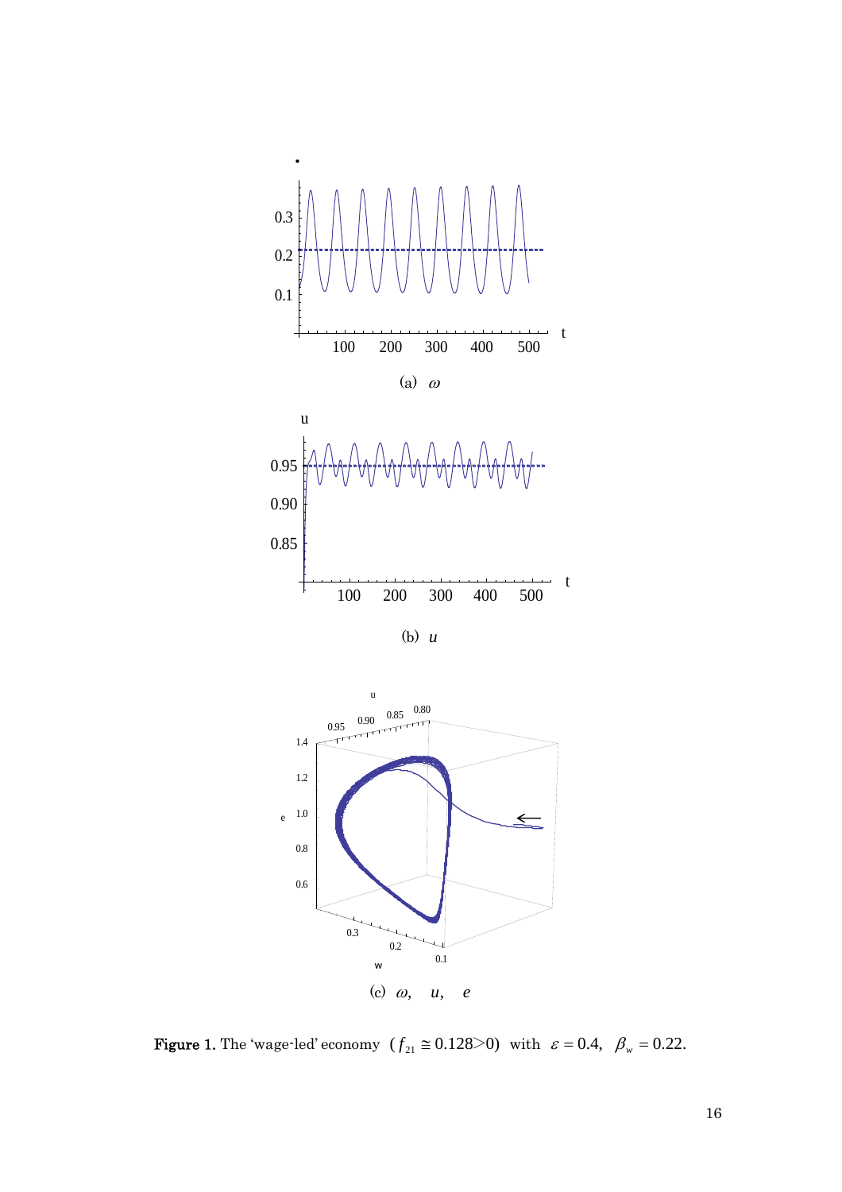(a) $\omega$

(b) $u$

(c) $\omega$, $u$, $e$

**Figure 1.** The 'wage-led' economy ($f_{21} \cong 0.128 > 0$) with $\varepsilon = 0.4$, $\beta_w = 0.22$.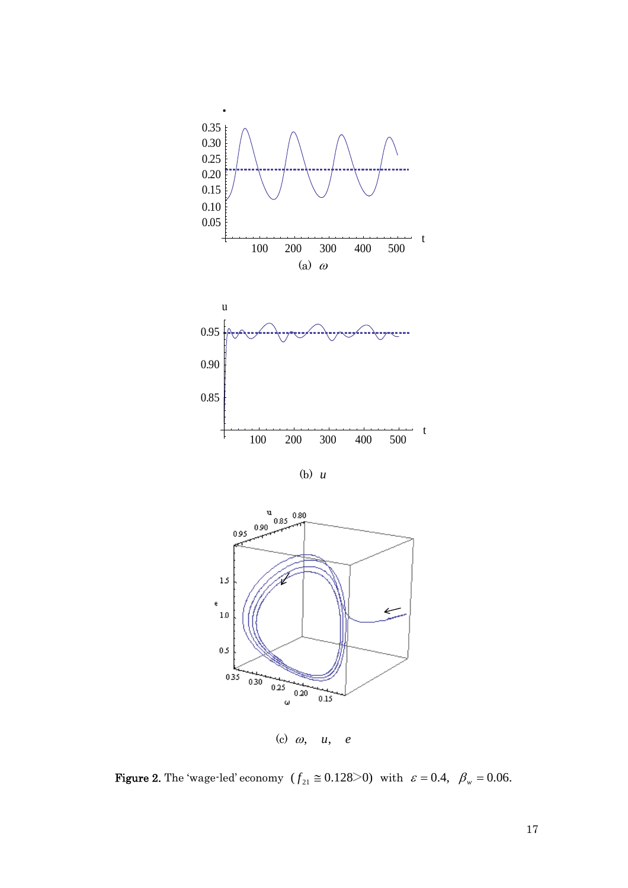(a) $\omega$

(b) $u$

(c) $\omega$, $u$, $e$

**Figure 2.** The 'wage-led' economy ($f_{21} \cong 0.128 > 0$) with $\varepsilon = 0.4$, $\beta_w = 0.06$.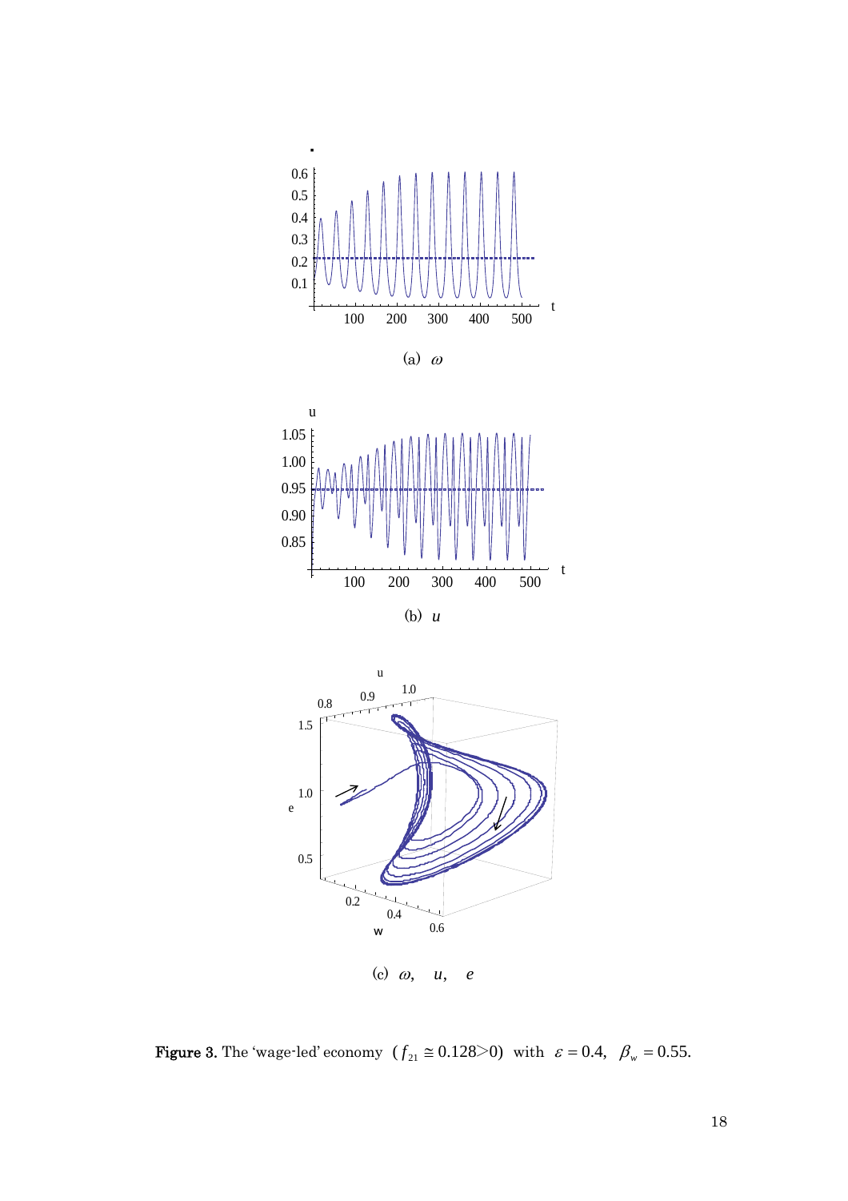(a) $\omega$

(b) $u$

(c) $\omega$, $u$, $e$

**Figure 3.** The 'wage-led' economy ($f_{21} \cong 0.128 > 0$) with $\varepsilon = 0.4$, $\beta_w = 0.55$.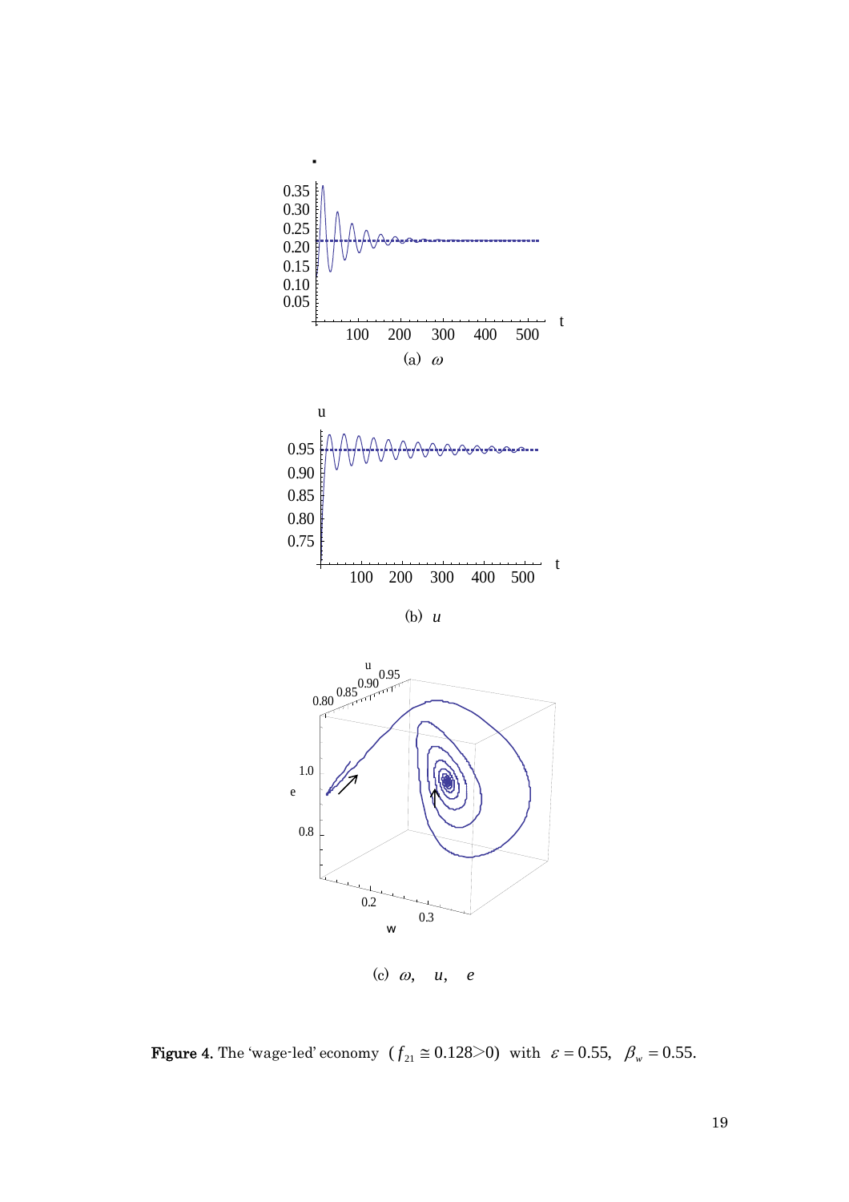(a) $\omega$

(b) $u$

(c) $\omega$, $u$, $e$

**Figure 4.** The 'wage-led' economy ($f_{21} \cong 0.128 > 0$) with $\varepsilon = 0.55$, $\beta_w = 0.55$.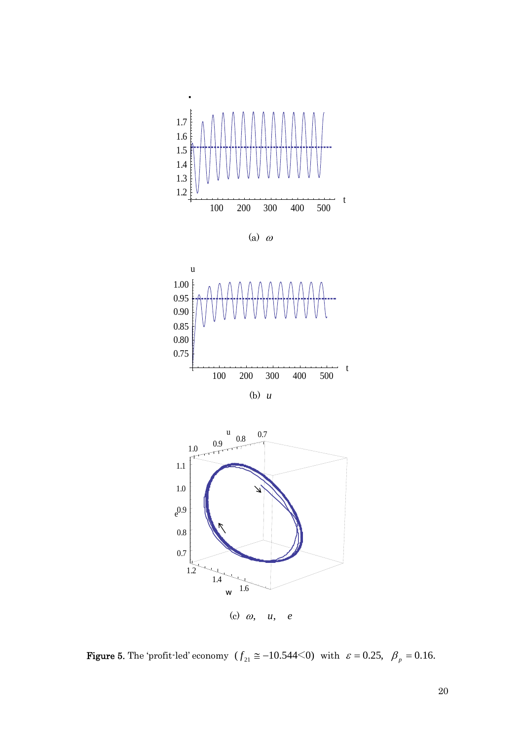(a) $\omega$

(b) $u$

(c) $\omega$, $u$, $e$

**Figure 5.** The 'profit-led' economy ($f_{21} \cong -10.544 < 0$) with $\varepsilon = 0.25$, $\beta_p = 0.16$.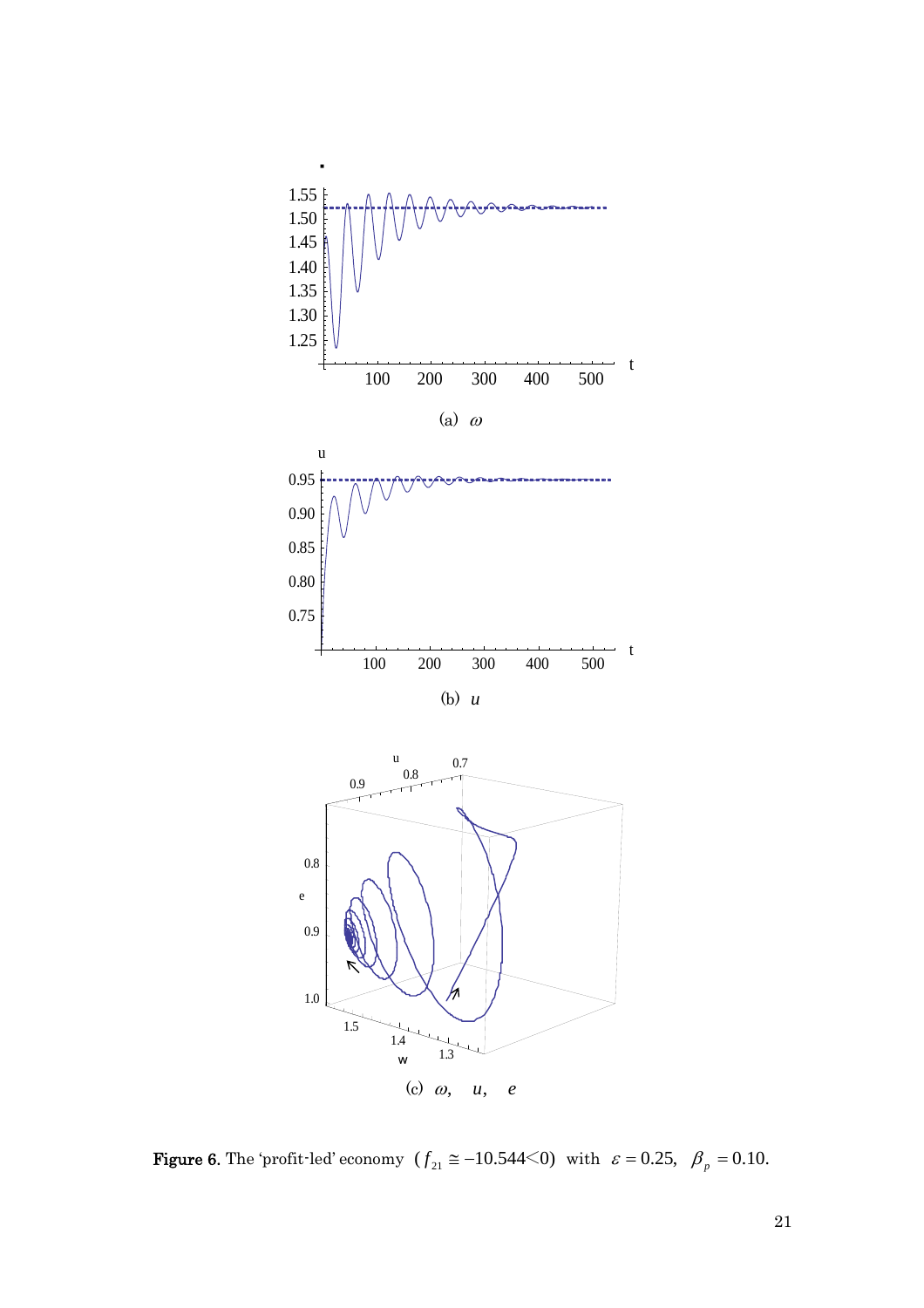(a) $\omega$

(b) $u$

(c) $\omega$, $u$, $e$

**Figure 6.** The 'profit-led' economy ($f_{21} \cong -10.544 < 0$) with $\varepsilon = 0.25$, $\beta_p = 0.10$.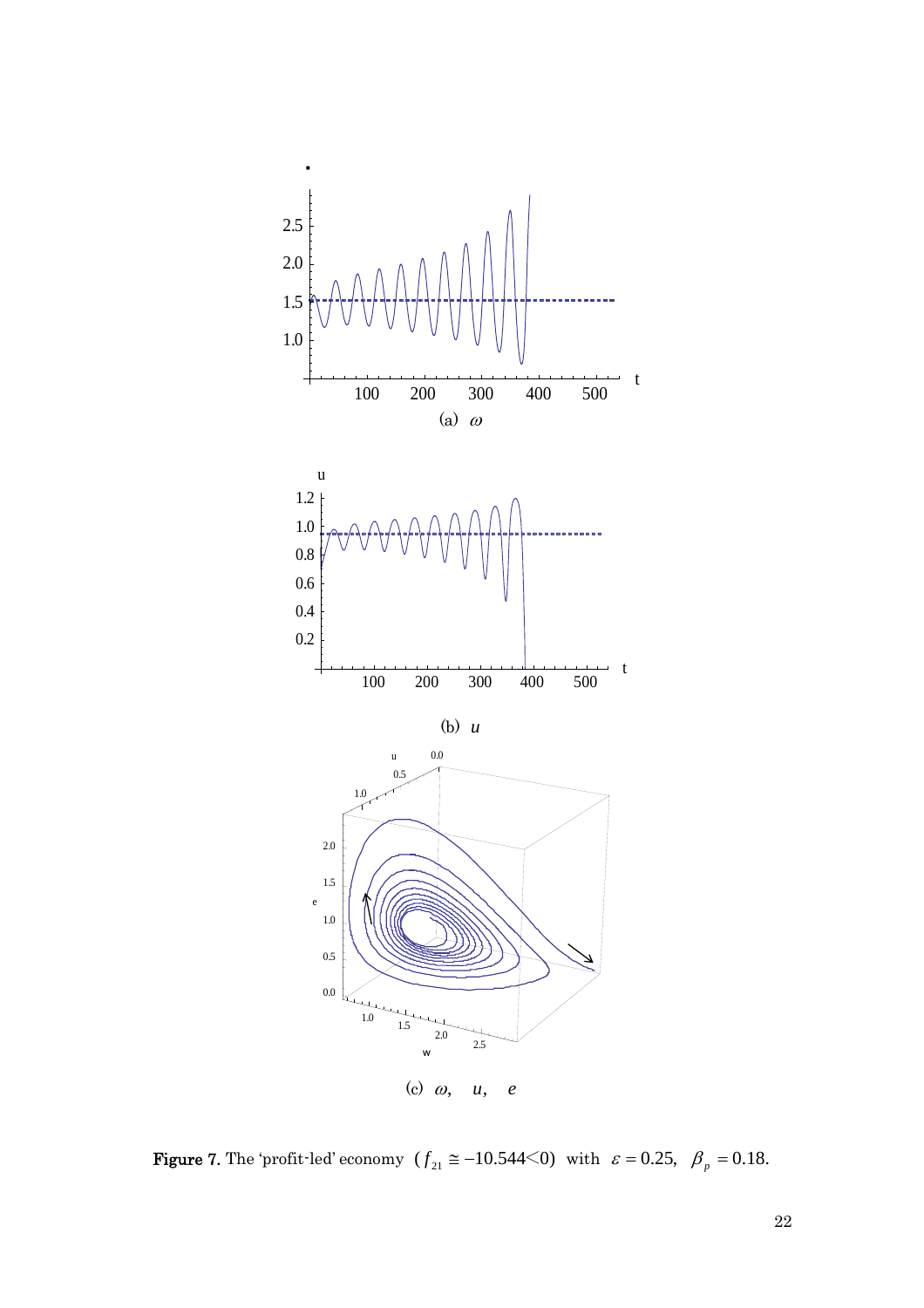(a) $\omega$

(b) $u$

(c) $\omega$, $u$, $e$

**Figure 7.** The 'profit-led' economy ($f_{21} \cong -10.544 < 0$) with $\varepsilon = 0.25$, $\beta_p = 0.18$.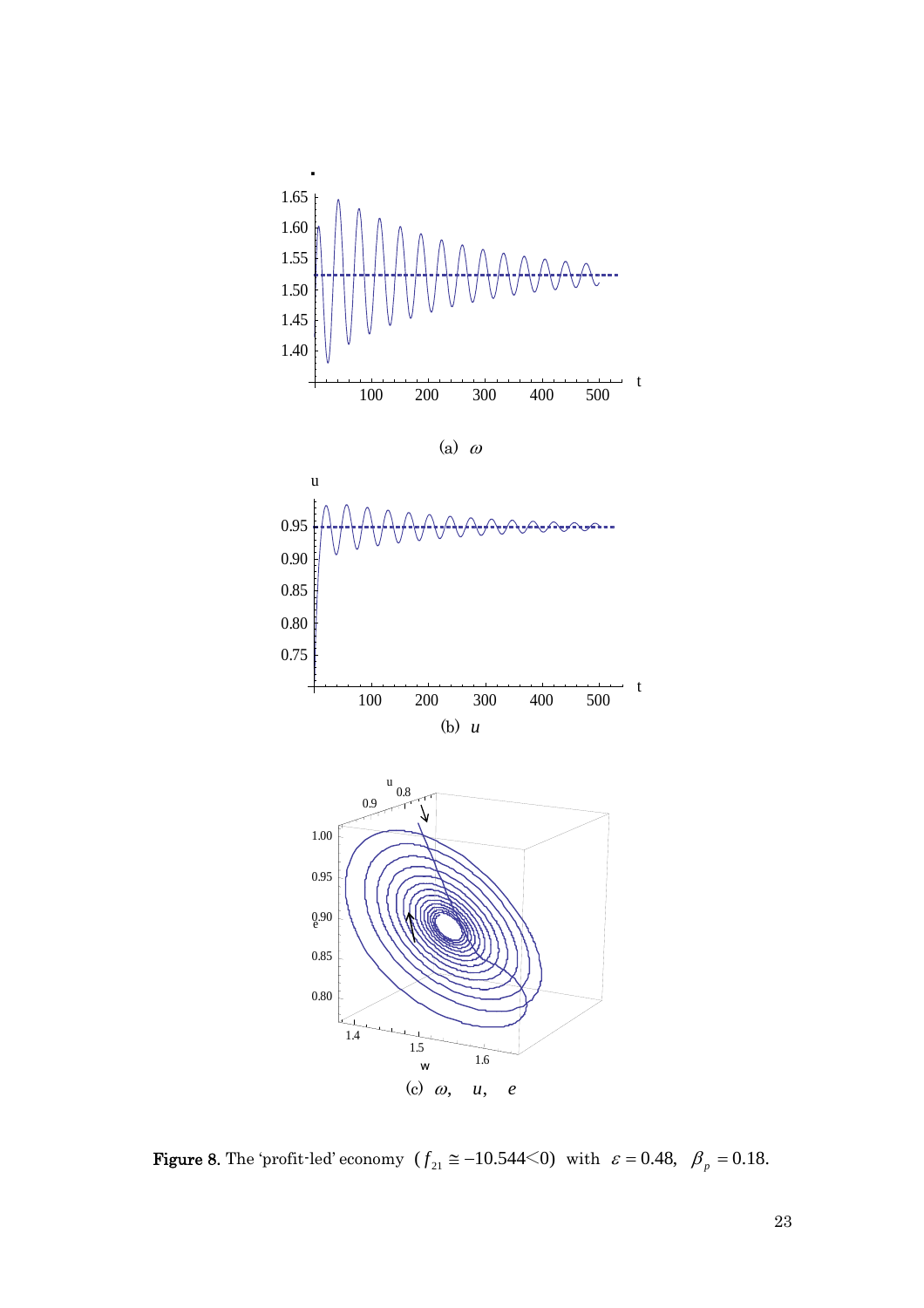(a) $\omega$

(b) $u$

(c) $\omega$, $u$, $e$

**Figure 8.** The 'profit-led' economy $(f_{21} \cong -10.544 < 0)$ with $\varepsilon = 0.48$, $\beta_p = 0.18$.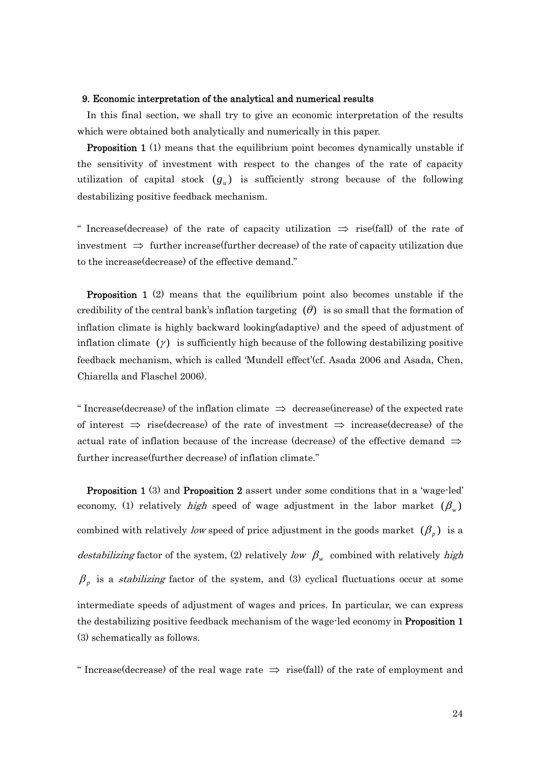### 9. Economic interpretation of the analytical and numerical results

In this final section, we shall try to give an economic interpretation of the results which were obtained both analytically and numerically in this paper.

**Proposition 1** (1) means that the equilibrium point becomes dynamically unstable if the sensitivity of investment with respect to the changes of the rate of capacity utilization of capital stock $(g_u)$ is sufficiently strong because of the following destabilizing positive feedback mechanism.

" Increase(decrease) of the rate of capacity utilization $\Rightarrow$ rise(fall) of the rate of investment $\Rightarrow$ further increase(further decrease) of the rate of capacity utilization due to the increase(decrease) of the effective demand."

**Proposition 1** (2) means that the equilibrium point also becomes unstable if the credibility of the central bank's inflation targeting $(\theta)$ is so small that the formation of inflation climate is highly backward looking(adaptive) and the speed of adjustment of inflation climate $(\gamma)$ is sufficiently high because of the following destabilizing positive feedback mechanism, which is called 'Mundell effect'(cf. Asada 2006 and Asada, Chen, Chiarella and Flaschel 2006).

" Increase(decrease) of the inflation climate $\Rightarrow$ decrease(increase) of the expected rate of interest $\Rightarrow$ rise(decrease) of the rate of investment $\Rightarrow$ increase(decrease) of the actual rate of inflation because of the increase (decrease) of the effective demand $\Rightarrow$ further increase(further decrease) of inflation climate."

**Proposition 1** (3) and **Proposition 2** assert under some conditions that in a 'wage-led' economy, (1) relatively *high* speed of wage adjustment in the labor market $(\beta_w)$ combined with relatively *low* speed of price adjustment in the goods market $(\beta_p)$ is a *destabilizing* factor of the system, (2) relatively *low* $\beta_w$ combined with relatively *high* $\beta_p$ is a *stabilizing* factor of the system, and (3) cyclical fluctuations occur at some intermediate speeds of adjustment of wages and prices. In particular, we can express the destabilizing positive feedback mechanism of the wage-led economy in **Proposition 1** (3) schematically as follows.

" Increase(decrease) of the real wage rate $\Rightarrow$ rise(fall) of the rate of employment and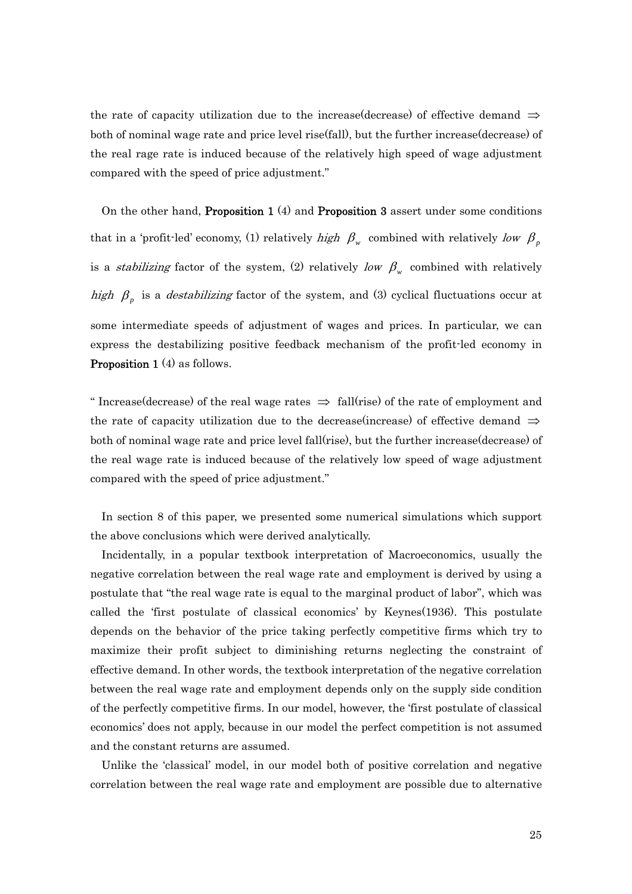the rate of capacity utilization due to the increase(decrease) of effective demand $\Rightarrow$ both of nominal wage rate and price level rise(fall), but the further increase(decrease) of the real rage rate is induced because of the relatively high speed of wage adjustment compared with the speed of price adjustment."

On the other hand, **Proposition 1** (4) and **Proposition 3** assert under some conditions that in a 'profit-led' economy, (1) relatively *high* $\beta_w$ combined with relatively *low* $\beta_p$ is a *stabilizing* factor of the system, (2) relatively *low* $\beta_w$ combined with relatively *high* $\beta_p$ is a *destabilizing* factor of the system, and (3) cyclical fluctuations occur at some intermediate speeds of adjustment of wages and prices. In particular, we can express the destabilizing positive feedback mechanism of the profit-led economy in **Proposition 1** (4) as follows.

" Increase(decrease) of the real wage rates $\Rightarrow$ fall(rise) of the rate of employment and the rate of capacity utilization due to the decrease(increase) of effective demand $\Rightarrow$ both of nominal wage rate and price level fall(rise), but the further increase(decrease) of the real wage rate is induced because of the relatively low speed of wage adjustment compared with the speed of price adjustment."

In section 8 of this paper, we presented some numerical simulations which support the above conclusions which were derived analytically.

Incidentally, in a popular textbook interpretation of Macroeconomics, usually the negative correlation between the real wage rate and employment is derived by using a postulate that "the real wage rate is equal to the marginal product of labor", which was called the 'first postulate of classical economics' by Keynes(1936). This postulate depends on the behavior of the price taking perfectly competitive firms which try to maximize their profit subject to diminishing returns neglecting the constraint of effective demand. In other words, the textbook interpretation of the negative correlation between the real wage rate and employment depends only on the supply side condition of the perfectly competitive firms. In our model, however, the 'first postulate of classical economics' does not apply, because in our model the perfect competition is not assumed and the constant returns are assumed.

Unlike the 'classical' model, in our model both of positive correlation and negative correlation between the real wage rate and employment are possible due to alternative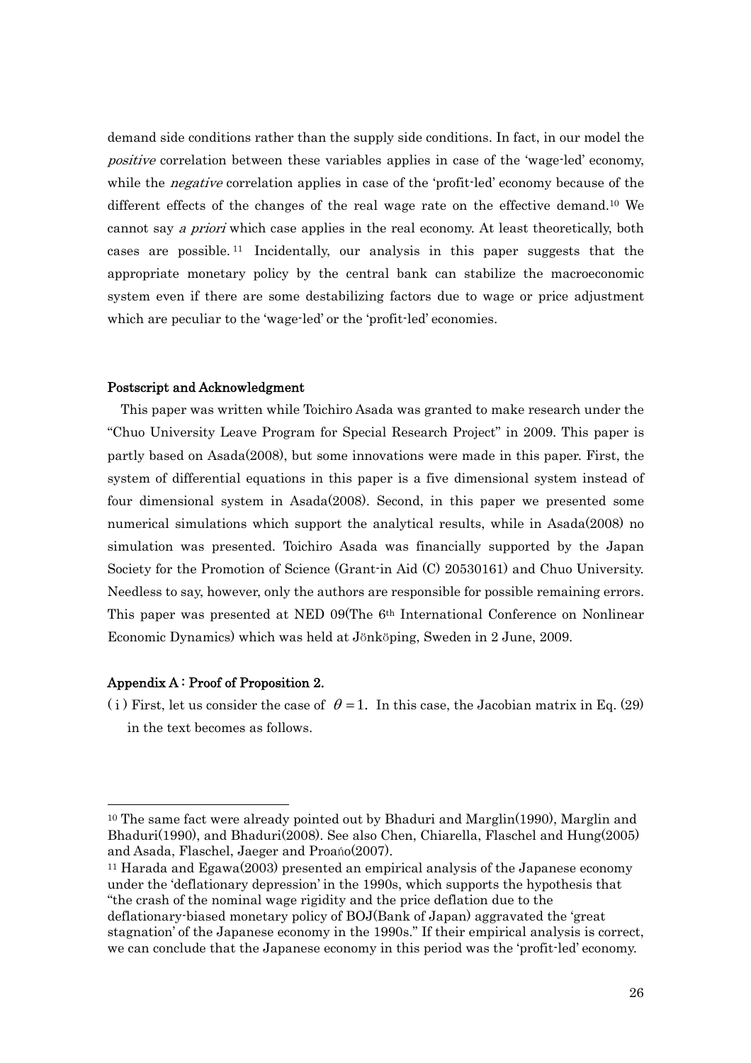demand side conditions rather than the supply side conditions. In fact, in our model the *positive* correlation between these variables applies in case of the 'wage-led' economy, while the *negative* correlation applies in case of the 'profit-led' economy because of the different effects of the changes of the real wage rate on the effective demand.[10] We cannot say *a priori* which case applies in the real economy. At least theoretically, both cases are possible.[11] Incidentally, our analysis in this paper suggests that the appropriate monetary policy by the central bank can stabilize the macroeconomic system even if there are some destabilizing factors due to wage or price adjustment which are peculiar to the 'wage-led' or the 'profit-led' economies.

**Postscript and Acknowledgment**

This paper was written while Toichiro Asada was granted to make research under the "Chuo University Leave Program for Special Research Project" in 2009. This paper is partly based on Asada(2008), but some innovations were made in this paper. First, the system of differential equations in this paper is a five dimensional system instead of four dimensional system in Asada(2008). Second, in this paper we presented some numerical simulations which support the analytical results, while in Asada(2008) no simulation was presented. Toichiro Asada was financially supported by the Japan Society for the Promotion of Science (Grant-in Aid (C) 20530161) and Chuo University. Needless to say, however, only the authors are responsible for possible remaining errors. This paper was presented at NED 09(The 6th International Conference on Nonlinear Economic Dynamics) which was held at Jönköping, Sweden in 2 June, 2009.

**Appendix A : Proof of Proposition 2.**

(ⅰ) First, let us consider the case of $\theta = 1$. In this case, the Jacobian matrix in Eq. (29) in the text becomes as follows.

---

[10] The same fact were already pointed out by Bhaduri and Marglin(1990), Marglin and Bhaduri(1990), and Bhaduri(2008). See also Chen, Chiarella, Flaschel and Hung(2005) and Asada, Flaschel, Jaeger and Proaño(2007).

[11] Harada and Egawa(2003) presented an empirical analysis of the Japanese economy under the 'deflationary depression' in the 1990s, which supports the hypothesis that "the crash of the nominal wage rigidity and the price deflation due to the deflationary-biased monetary policy of BOJ(Bank of Japan) aggravated the 'great stagnation' of the Japanese economy in the 1990s." If their empirical analysis is correct, we can conclude that the Japanese economy in this period was the 'profit-led' economy.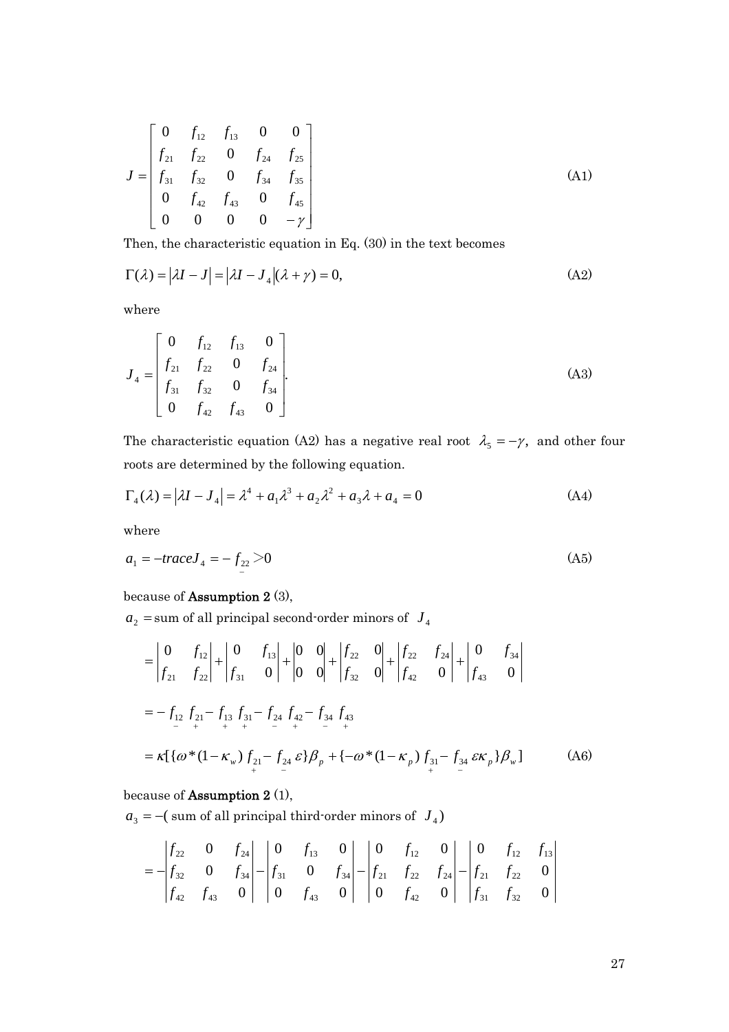$$J = \begin{bmatrix} 0 & f_{12} & f_{13} & 0 & 0 \\ f_{21} & f_{22} & 0 & f_{24} & f_{25} \\ f_{31} & f_{32} & 0 & f_{34} & f_{35} \\ 0 & f_{42} & f_{43} & 0 & f_{45} \\ 0 & 0 & 0 & 0 & -\gamma \end{bmatrix} \tag{A1}$$

Then, the characteristic equation in Eq. (30) in the text becomes

$$\Gamma(\lambda) = |\lambda I - J| = |\lambda I - J_4|(\lambda + \gamma) = 0, \tag{A2}$$

where

$$J_4 = \begin{bmatrix} 0 & f_{12} & f_{13} & 0 \\ f_{21} & f_{22} & 0 & f_{24} \\ f_{31} & f_{32} & 0 & f_{34} \\ 0 & f_{42} & f_{43} & 0 \end{bmatrix}. \tag{A3}$$

The characteristic equation (A2) has a negative real root $\lambda_5 = -\gamma$, and other four roots are determined by the following equation.

$$\Gamma_4(\lambda) = |\lambda I - J_4| = \lambda^4 + a_1\lambda^3 + a_2\lambda^2 + a_3\lambda + a_4 = 0 \tag{A4}$$

where

$$a_1 = -trace J_4 = -\underset{-}{f_{22}} > 0 \tag{A5}$$

because of **Assumption 2** (3),

$a_2 =$ sum of all principal second-order minors of $J_4$

$$= \begin{vmatrix} 0 & f_{12} \\ f_{21} & f_{22} \end{vmatrix} + \begin{vmatrix} 0 & f_{13} \\ f_{31} & 0 \end{vmatrix} + \begin{vmatrix} 0 & 0 \\ 0 & 0 \end{vmatrix} + \begin{vmatrix} f_{22} & 0 \\ f_{32} & 0 \end{vmatrix} + \begin{vmatrix} f_{22} & f_{24} \\ f_{42} & 0 \end{vmatrix} + \begin{vmatrix} 0 & f_{34} \\ f_{43} & 0 \end{vmatrix}$$

$$= -\underset{-}{f_{12}}\,\underset{+}{f_{21}} - \underset{+}{f_{13}}\,\underset{+}{f_{31}} - \underset{-}{f_{24}}\,\underset{+}{f_{42}} - \underset{-}{f_{34}}\,\underset{+}{f_{43}}$$

$$= \kappa[\{\omega^*(1-\kappa_w)\,\underset{+}{f_{21}} - \underset{-}{f_{24}}\,\varepsilon\}\beta_p + \{-\omega^*(1-\kappa_p)\,\underset{+}{f_{31}} - \underset{-}{f_{34}}\,\varepsilon\kappa_p\}\beta_w] \tag{A6}$$

because of **Assumption 2** (1),

$a_3 = -($ sum of all principal third-order minors of $J_4)$

$$= -\begin{vmatrix} f_{22} & 0 & f_{24} \\ f_{32} & 0 & f_{34} \\ f_{42} & f_{43} & 0 \end{vmatrix} - \begin{vmatrix} 0 & f_{13} & 0 \\ f_{31} & 0 & f_{34} \\ 0 & f_{43} & 0 \end{vmatrix} - \begin{vmatrix} 0 & f_{12} & 0 \\ f_{21} & f_{22} & f_{24} \\ 0 & f_{42} & 0 \end{vmatrix} - \begin{vmatrix} 0 & f_{12} & f_{13} \\ f_{21} & f_{22} & 0 \\ f_{31} & f_{32} & 0 \end{vmatrix}$$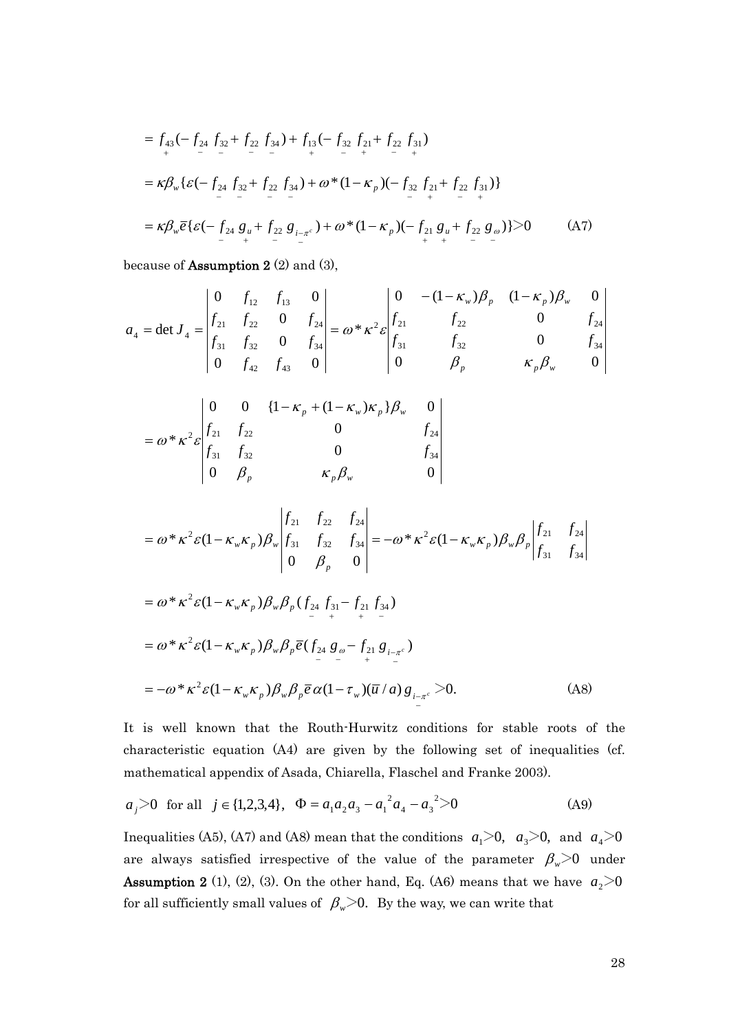$$= \underset{+}{f_{43}}(-\underset{-}{f_{24}}\ \underset{-}{f_{32}} + \underset{-}{f_{22}}\ \underset{-}{f_{34}}) + \underset{+}{f_{13}}(-\underset{-}{f_{32}}\ \underset{+}{f_{21}} + \underset{-}{f_{22}}\ \underset{+}{f_{31}})$$

$$= \kappa\beta_w\{\varepsilon(-\underset{-}{f_{24}}\ \underset{-}{f_{32}} + \underset{-}{f_{22}}\ \underset{-}{f_{34}}) + \omega^*(1-\kappa_p)(-\underset{-}{f_{32}}\ \underset{+}{f_{21}} + \underset{-}{f_{22}}\ \underset{+}{f_{31}})\}$$

$$= \kappa\beta_w\bar{e}\{\varepsilon(-\underset{-}{f_{24}}\ \underset{+}{g_u} + \underset{-}{f_{22}}\ \underset{-}{g_{i-\pi^c}}) + \omega^*(1-\kappa_p)(-\underset{+}{f_{21}}\ \underset{+}{g_u} + \underset{-}{f_{22}}\ \underset{-}{g_\omega})\} > 0 \qquad \text{(A7)}$$

because of **Assumption 2** (2) and (3),

$$a_4 = \det J_4 = \begin{vmatrix} 0 & f_{12} & f_{13} & 0 \\ f_{21} & f_{22} & 0 & f_{24} \\ f_{31} & f_{32} & 0 & f_{34} \\ 0 & f_{42} & f_{43} & 0 \end{vmatrix} = \omega^*\kappa^2\varepsilon \begin{vmatrix} 0 & -(1-\kappa_w)\beta_p & (1-\kappa_p)\beta_w & 0 \\ f_{21} & f_{22} & 0 & f_{24} \\ f_{31} & f_{32} & 0 & f_{34} \\ 0 & \beta_p & \kappa_p\beta_w & 0 \end{vmatrix}$$

$$= \omega^*\kappa^2\varepsilon \begin{vmatrix} 0 & 0 & \{1-\kappa_p+(1-\kappa_w)\kappa_p\}\beta_w & 0 \\ f_{21} & f_{22} & 0 & f_{24} \\ f_{31} & f_{32} & 0 & f_{34} \\ 0 & \beta_p & \kappa_p\beta_w & 0 \end{vmatrix}$$

$$= \omega^*\kappa^2\varepsilon(1-\kappa_w\kappa_p)\beta_w \begin{vmatrix} f_{21} & f_{22} & f_{24} \\ f_{31} & f_{32} & f_{34} \\ 0 & \beta_p & 0 \end{vmatrix} = -\omega^*\kappa^2\varepsilon(1-\kappa_w\kappa_p)\beta_w\beta_p \begin{vmatrix} f_{21} & f_{24} \\ f_{31} & f_{34} \end{vmatrix}$$

$$= \omega^*\kappa^2\varepsilon(1-\kappa_w\kappa_p)\beta_w\beta_p(\underset{-}{f_{24}}\ \underset{+}{f_{31}} - \underset{+}{f_{21}}\ \underset{-}{f_{34}})$$

$$= \omega^*\kappa^2\varepsilon(1-\kappa_w\kappa_p)\beta_w\beta_p\bar{e}(\underset{-}{f_{24}}\ \underset{-}{g_\omega} - \underset{+}{f_{21}}\ \underset{-}{g_{i-\pi^c}})$$

$$= -\omega^*\kappa^2\varepsilon(1-\kappa_w\kappa_p)\beta_w\beta_p\bar{e}\alpha(1-\tau_w)(\bar{u}/a)\underset{-}{g_{i-\pi^c}} > 0. \qquad \text{(A8)}$$

It is well known that the Routh-Hurwitz conditions for stable roots of the characteristic equation (A4) are given by the following set of inequalities (cf. mathematical appendix of Asada, Chiarella, Flaschel and Franke 2003).

$$a_j > 0 \ \text{ for all } \ j \in \{1,2,3,4\}, \quad \Phi = a_1 a_2 a_3 - a_1^{\,2} a_4 - a_3^{\,2} > 0 \qquad \text{(A9)}$$

Inequalities (A5), (A7) and (A8) mean that the conditions $a_1 > 0$, $a_3 > 0$, and $a_4 > 0$ are always satisfied irrespective of the value of the parameter $\beta_w > 0$ under **Assumption 2** (1), (2), (3). On the other hand, Eq. (A6) means that we have $a_2 > 0$ for all sufficiently small values of $\beta_w > 0$. By the way, we can write that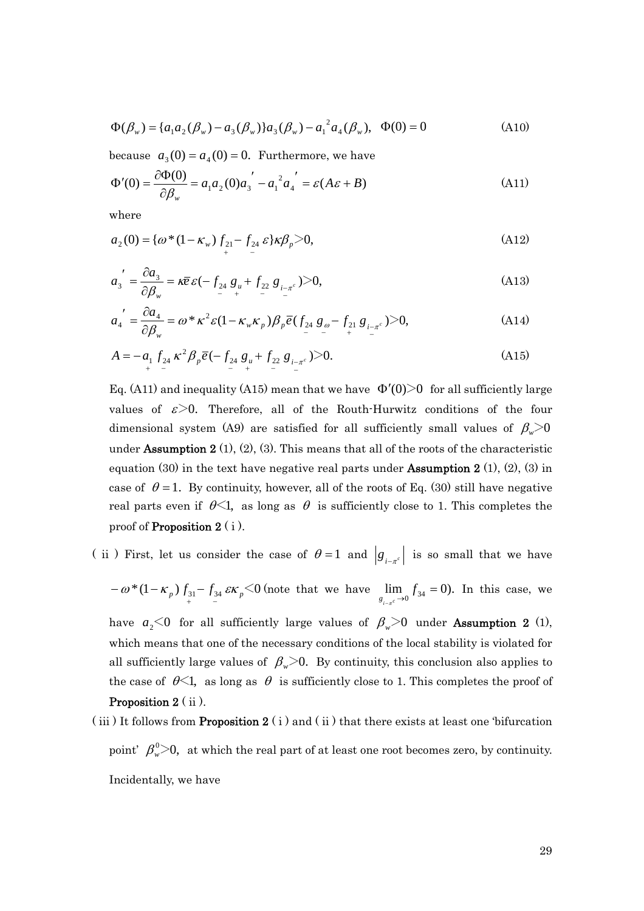$$\Phi(\beta_w) = \{a_1 a_2(\beta_w) - a_3(\beta_w)\} a_3(\beta_w) - a_1^{\,2} a_4(\beta_w), \quad \Phi(0) = 0 \tag{A10}$$

because $a_3(0) = a_4(0) = 0$. Furthermore, we have

$$\Phi'(0) = \frac{\partial \Phi(0)}{\partial \beta_w} = a_1 a_2(0) a_3{}' - a_1^{\,2} a_4{}' = \varepsilon(A\varepsilon + B) \tag{A11}$$

where

$$a_2(0) = \{\omega^*(1-\kappa_w) \underset{+}{f_{21}} - \underset{-}{f_{24}}\, \varepsilon\}\kappa\beta_p > 0, \tag{A12}$$

$$a_3{}' = \frac{\partial a_3}{\partial \beta_w} = \kappa \bar{e} \varepsilon(-\underset{-}{f_{24}}\, \underset{+}{g_u} + \underset{-}{f_{22}}\, \underset{-}{g_{i-\pi^e}}) > 0, \tag{A13}$$

$$a_4{}' = \frac{\partial a_4}{\partial \beta_w} = \omega^* \kappa^2 \varepsilon (1-\kappa_w \kappa_p) \beta_p \bar{e} (\underset{-}{f_{24}}\, \underset{-}{g_\omega} - \underset{+}{f_{21}}\, \underset{-}{g_{i-\pi^e}}) > 0, \tag{A14}$$

$$A = -\underset{+}{a_1}\, \underset{-}{f_{24}}\, \kappa^2 \beta_p \bar{e}(-\underset{-}{f_{24}}\, \underset{+}{g_u} + \underset{-}{f_{22}}\, \underset{-}{g_{i-\pi^e}}) > 0. \tag{A15}$$

Eq. (A11) and inequality (A15) mean that we have $\Phi'(0) > 0$ for all sufficiently large values of $\varepsilon > 0$. Therefore, all of the Routh-Hurwitz conditions of the four dimensional system (A9) are satisfied for all sufficiently small values of $\beta_w > 0$ under **Assumption 2** (1), (2), (3). This means that all of the roots of the characteristic equation (30) in the text have negative real parts under **Assumption 2** (1), (2), (3) in case of $\theta = 1$. By continuity, however, all of the roots of Eq. (30) still have negative real parts even if $\theta < 1$, as long as $\theta$ is sufficiently close to 1. This completes the proof of **Proposition 2** ( i ).

( ii ) First, let us consider the case of $\theta = 1$ and $|g_{i-\pi^e}|$ is so small that we have $-\omega^*(1-\kappa_p) \underset{+}{f_{31}} - \underset{-}{f_{34}}\, \varepsilon\kappa_p < 0$ (note that we have $\lim_{g_{i-\pi^e} \to 0} f_{34} = 0$). In this case, we have $a_2 < 0$ for all sufficiently large values of $\beta_w > 0$ under **Assumption 2** (1), which means that one of the necessary conditions of the local stability is violated for all sufficiently large values of $\beta_w > 0$. By continuity, this conclusion also applies to the case of $\theta < 1$, as long as $\theta$ is sufficiently close to 1. This completes the proof of **Proposition 2** ( ii ).

( iii ) It follows from **Proposition 2** ( i ) and ( ii ) that there exists at least one 'bifurcation point' $\beta_w^0 > 0$, at which the real part of at least one root becomes zero, by continuity. Incidentally, we have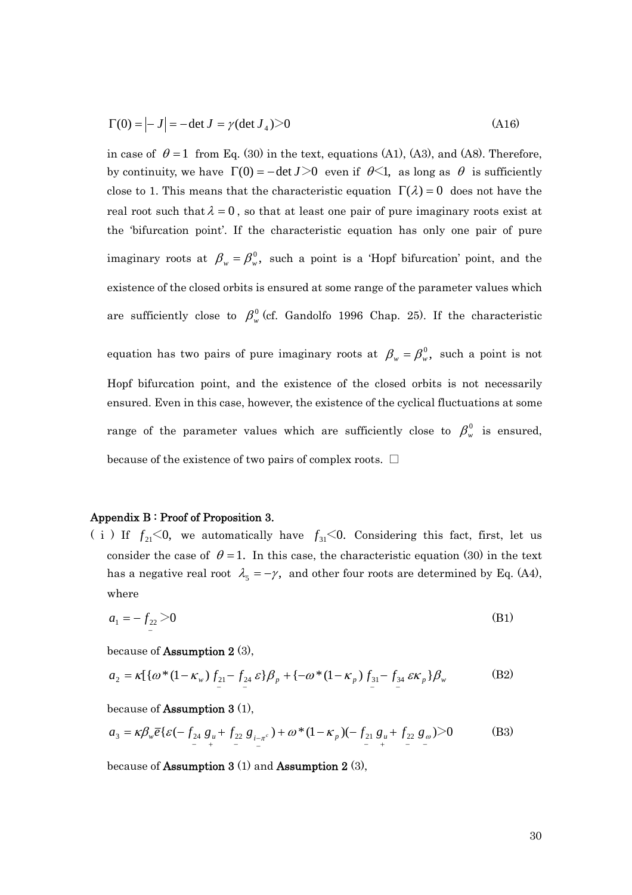$$\Gamma(0) = |-J| = -\det J = \gamma(\det J_4) > 0 \tag{A16}$$

in case of $\theta = 1$ from Eq. (30) in the text, equations (A1), (A3), and (A8). Therefore, by continuity, we have $\Gamma(0) = -\det J > 0$ even if $\theta < 1$, as long as $\theta$ is sufficiently close to 1. This means that the characteristic equation $\Gamma(\lambda) = 0$ does not have the real root such that $\lambda = 0$, so that at least one pair of pure imaginary roots exist at the 'bifurcation point'. If the characteristic equation has only one pair of pure imaginary roots at $\beta_w = \beta_w^0$, such a point is a 'Hopf bifurcation' point, and the existence of the closed orbits is ensured at some range of the parameter values which are sufficiently close to $\beta_w^0$ (cf. Gandolfo 1996 Chap. 25). If the characteristic equation has two pairs of pure imaginary roots at $\beta_w = \beta_w^0$, such a point is not Hopf bifurcation point, and the existence of the closed orbits is not necessarily ensured. Even in this case, however, the existence of the cyclical fluctuations at some range of the parameter values which are sufficiently close to $\beta_w^0$ is ensured, because of the existence of two pairs of complex roots. □

## Appendix B : Proof of Proposition 3.

( i ) If $f_{21} < 0$, we automatically have $f_{31} < 0$. Considering this fact, first, let us consider the case of $\theta = 1$. In this case, the characteristic equation (30) in the text has a negative real root $\lambda_5 = -\gamma$, and other four roots are determined by Eq. (A4), where

$$a_1 = -\underset{-}{f_{22}} > 0 \tag{B1}$$

because of **Assumption 2** (3),

$$a_2 = \kappa[\{\omega^*(1-\kappa_w)\underset{-}{f_{21}} - \underset{-}{f_{24}}\,\varepsilon\}\beta_p + \{-\omega^*(1-\kappa_p)\underset{-}{f_{31}} - \underset{-}{f_{34}}\,\varepsilon\kappa_p\}\beta_w \tag{B2}$$

because of **Assumption 3** (1),

$$a_3 = \kappa\beta_w\bar{e}\{\varepsilon(-\underset{-}{f_{24}}\,\underset{+}{g_u} + \underset{-}{f_{22}}\,\underset{-}{g_{i-\pi^e}}) + \omega^*(1-\kappa_p)(-\underset{-}{f_{21}}\,\underset{+}{g_u} + \underset{-}{f_{22}}\,\underset{-}{g_\omega}) > 0 \tag{B3}$$

because of **Assumption 3** (1) and **Assumption 2** (3),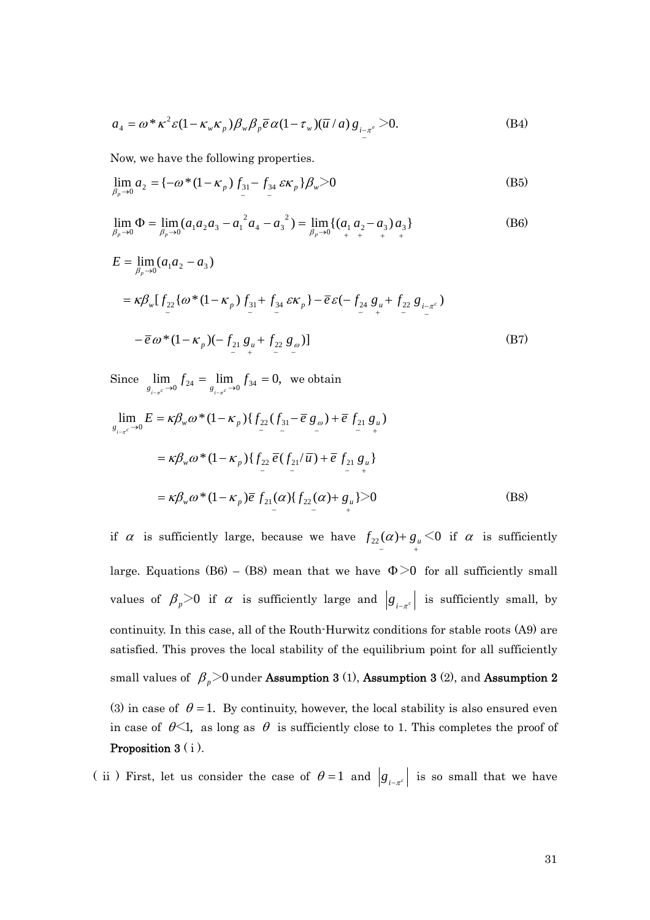$$a_4 = \omega^* \kappa^2 \varepsilon (1 - \kappa_w \kappa_p) \beta_w \beta_p \bar{e} \alpha (1 - \tau_w)(\bar{u}/a) \underset{-}{g_{i-\pi^e}} > 0. \tag{B4}$$

Now, we have the following properties.

$$\lim_{\beta_p \to 0} a_2 = \{-\omega^*(1-\kappa_p) \underset{-}{f_{31}} - \underset{-}{f_{34}} \varepsilon \kappa_p\} \beta_w > 0 \tag{B5}$$

$$\lim_{\beta_p \to 0} \Phi = \lim_{\beta_p \to 0} (a_1 a_2 a_3 - a_1^2 a_4 - a_3^2) = \lim_{\beta_p \to 0} \{(\underset{+}{a_1} \underset{+}{a_2} - \underset{+}{a_3}) \underset{+}{a_3}\} \tag{B6}$$

$$\begin{aligned}
E &= \lim_{\beta_p \to 0} (a_1 a_2 - a_3) \\
&= \kappa \beta_w [\underset{-}{f_{22}} \{\omega^*(1-\kappa_p) \underset{-}{f_{31}} + \underset{-}{f_{34}} \varepsilon \kappa_p\} - \bar{e} \varepsilon (-\underset{-}{f_{24}} \underset{+}{g_u} + \underset{-}{f_{22}} \underset{-}{g_{i-\pi^e}}) \\
&\quad - \bar{e} \omega^*(1-\kappa_p)(-\underset{-}{f_{21}} \underset{+}{g_u} + \underset{-}{f_{22}} \underset{-}{g_\omega})]
\end{aligned} \tag{B7}$$

Since $\lim_{g_{i-\pi^e} \to 0} f_{24} = \lim_{g_{i-\pi^e} \to 0} f_{34} = 0$, we obtain

$$\begin{aligned}
\lim_{g_{i-\pi^e} \to 0} E &= \kappa \beta_w \omega^*(1-\kappa_p) \{\underset{-}{f_{22}} (\underset{-}{f_{31}} - \bar{e} \underset{-}{g_\omega}) + \bar{e} \underset{-}{f_{21}} \underset{+}{g_u})\\
&= \kappa \beta_w \omega^*(1-\kappa_p) \{\underset{-}{f_{22}} \bar{e} (\underset{-}{f_{21}}/\bar{u}) + \bar{e} \underset{-}{f_{21}} \underset{+}{g_u}\} \\
&= \kappa \beta_w \omega^*(1-\kappa_p) \bar{e} \underset{-}{f_{21}(\alpha)} \{\underset{-}{f_{22}(\alpha)} + \underset{+}{g_u}\} > 0
\end{aligned} \tag{B8}$$

if $\alpha$ is sufficiently large, because we have $\underset{-}{f_{22}(\alpha)} + \underset{+}{g_u} < 0$ if $\alpha$ is sufficiently large. Equations (B6) – (B8) mean that we have $\Phi > 0$ for all sufficiently small values of $\beta_p > 0$ if $\alpha$ is sufficiently large and $|g_{i-\pi^e}|$ is sufficiently small, by continuity. In this case, all of the Routh-Hurwitz conditions for stable roots (A9) are satisfied. This proves the local stability of the equilibrium point for all sufficiently small values of $\beta_p > 0$ under **Assumption 3** (1), **Assumption 3** (2), and **Assumption 2** (3) in case of $\theta = 1$. By continuity, however, the local stability is also ensured even in case of $\theta < 1$, as long as $\theta$ is sufficiently close to 1. This completes the proof of **Proposition 3** ( i ).

( ii ) First, let us consider the case of $\theta = 1$ and $|g_{i-\pi^e}|$ is so small that we have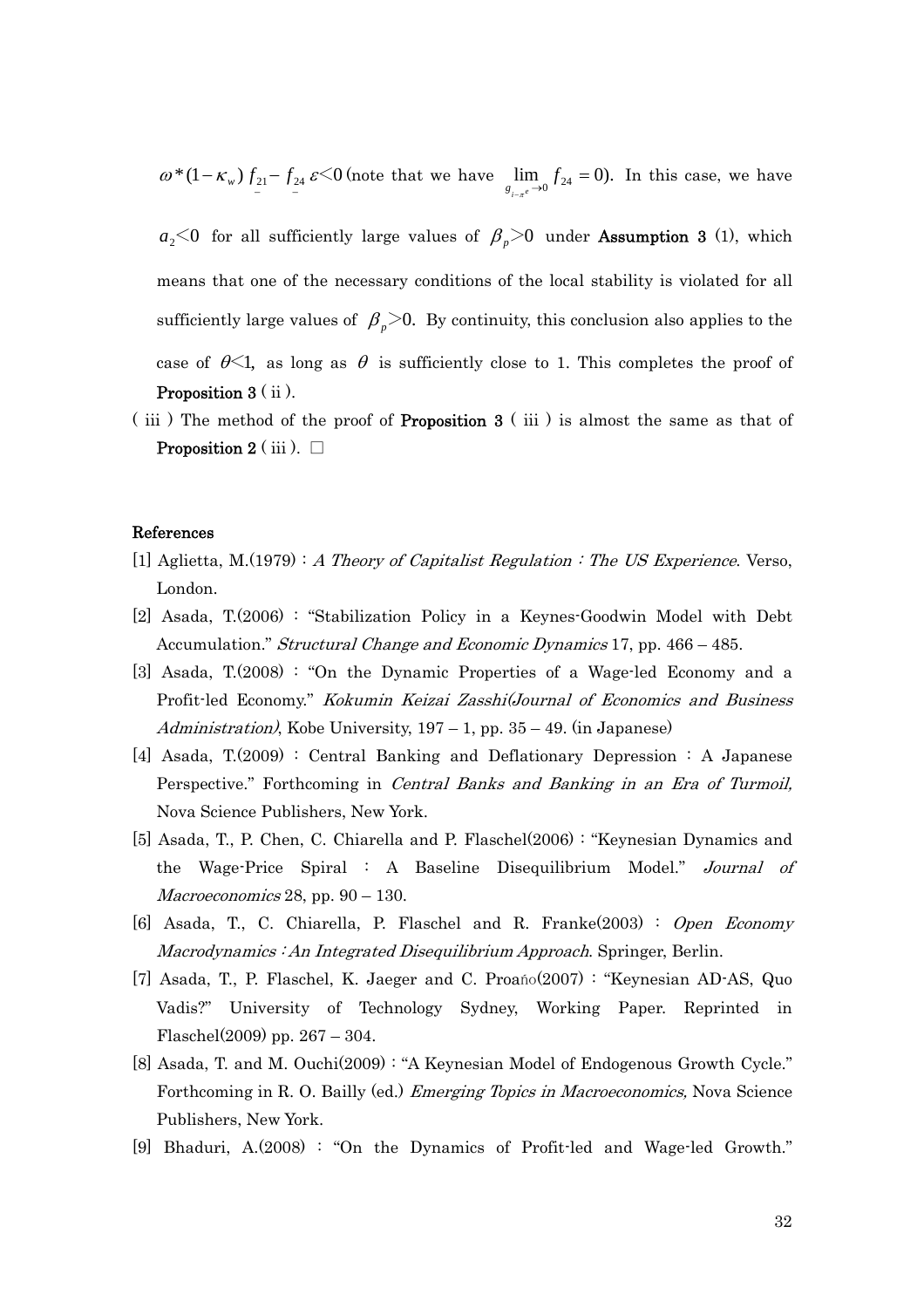$\omega^*(1-\kappa_w)\underset{-}{f_{21}} - \underset{-}{f_{24}}\,\varepsilon < 0$ (note that we have $\lim_{g_{i-\pi^e}\to 0} f_{24} = 0$). In this case, we have $a_2 < 0$ for all sufficiently large values of $\beta_p > 0$ under **Assumption 3** (1), which means that one of the necessary conditions of the local stability is violated for all sufficiently large values of $\beta_p > 0$. By continuity, this conclusion also applies to the case of $\theta < 1$, as long as $\theta$ is sufficiently close to 1. This completes the proof of **Proposition 3** ( ii ).

( iii ) The method of the proof of **Proposition 3** ( iii ) is almost the same as that of **Proposition 2** ( iii ). □

**References**

[1] Aglietta, M.(1979) : *A Theory of Capitalist Regulation : The US Experience*. Verso, London.

[2] Asada, T.(2006) : "Stabilization Policy in a Keynes-Goodwin Model with Debt Accumulation." *Structural Change and Economic Dynamics* 17, pp. 466 – 485.

[3] Asada, T.(2008) : "On the Dynamic Properties of a Wage-led Economy and a Profit-led Economy." *Kokumin Keizai Zasshi(Journal of Economics and Business Administration)*, Kobe University, 197 – 1, pp. 35 – 49. (in Japanese)

[4] Asada, T.(2009) : Central Banking and Deflationary Depression : A Japanese Perspective." Forthcoming in *Central Banks and Banking in an Era of Turmoil,* Nova Science Publishers, New York.

[5] Asada, T., P. Chen, C. Chiarella and P. Flaschel(2006) : "Keynesian Dynamics and the Wage-Price Spiral : A Baseline Disequilibrium Model." *Journal of Macroeconomics* 28, pp. 90 – 130.

[6] Asada, T., C. Chiarella, P. Flaschel and R. Franke(2003) : *Open Economy Macrodynamics : An Integrated Disequilibrium Approach*. Springer, Berlin.

[7] Asada, T., P. Flaschel, K. Jaeger and C. Proaño(2007) : "Keynesian AD-AS, Quo Vadis?" University of Technology Sydney, Working Paper. Reprinted in Flaschel(2009) pp. 267 – 304.

[8] Asada, T. and M. Ouchi(2009) : "A Keynesian Model of Endogenous Growth Cycle." Forthcoming in R. O. Bailly (ed.) *Emerging Topics in Macroeconomics,* Nova Science Publishers, New York.

[9] Bhaduri, A.(2008) : "On the Dynamics of Profit-led and Wage-led Growth."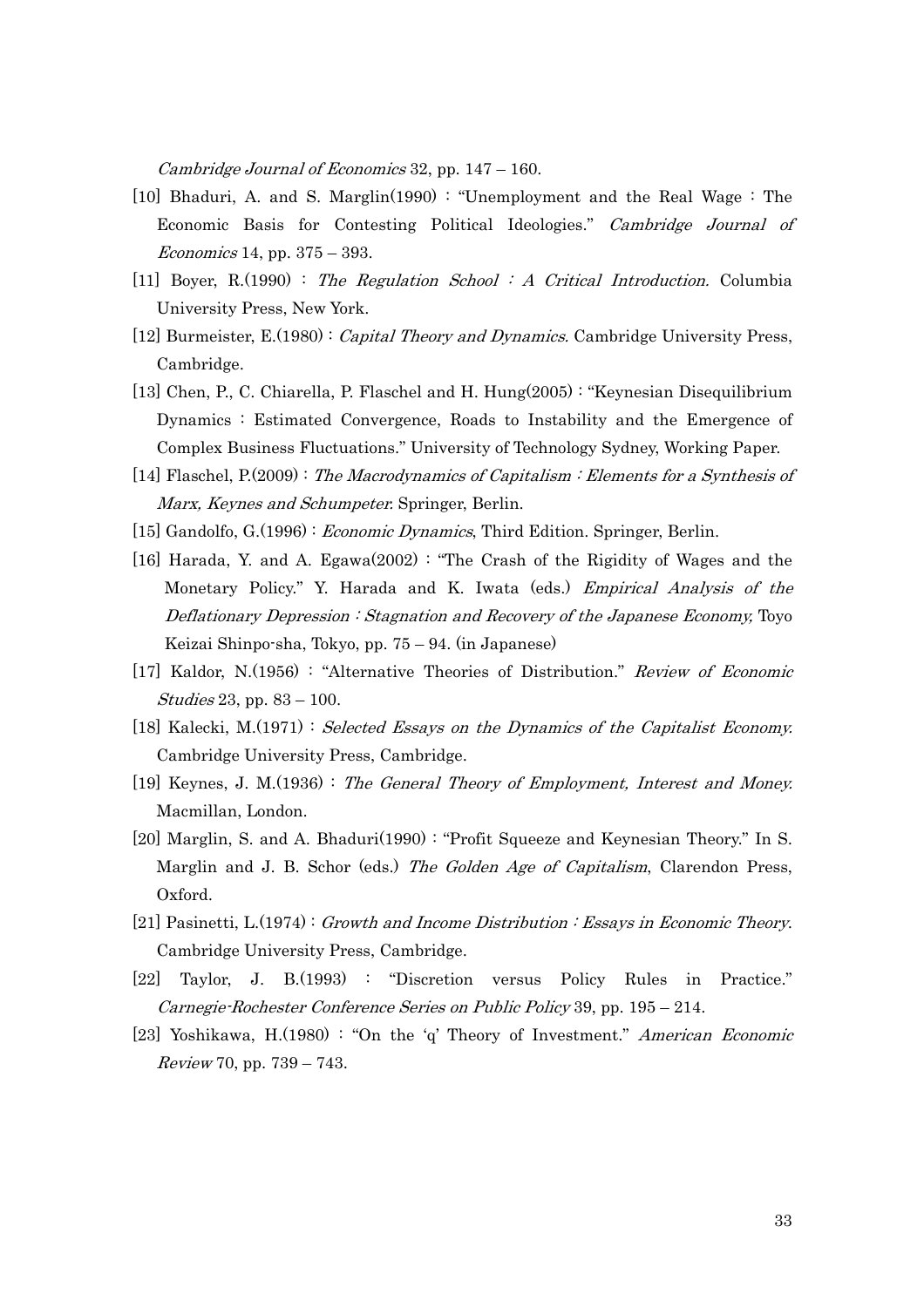*Cambridge Journal of Economics* 32, pp. 147 – 160.

[10] Bhaduri, A. and S. Marglin(1990) : "Unemployment and the Real Wage : The Economic Basis for Contesting Political Ideologies." *Cambridge Journal of Economics* 14, pp. 375 – 393.

[11] Boyer, R.(1990) : *The Regulation School : A Critical Introduction.* Columbia University Press, New York.

[12] Burmeister, E.(1980) : *Capital Theory and Dynamics.* Cambridge University Press, Cambridge.

[13] Chen, P., C. Chiarella, P. Flaschel and H. Hung(2005) : "Keynesian Disequilibrium Dynamics : Estimated Convergence, Roads to Instability and the Emergence of Complex Business Fluctuations." University of Technology Sydney, Working Paper.

[14] Flaschel, P.(2009) : *The Macrodynamics of Capitalism : Elements for a Synthesis of Marx, Keynes and Schumpeter.* Springer, Berlin.

[15] Gandolfo, G.(1996) : *Economic Dynamics*, Third Edition. Springer, Berlin.

[16] Harada, Y. and A. Egawa(2002) : "The Crash of the Rigidity of Wages and the Monetary Policy." Y. Harada and K. Iwata (eds.) *Empirical Analysis of the Deflationary Depression : Stagnation and Recovery of the Japanese Economy,* Toyo Keizai Shinpo-sha, Tokyo, pp. 75 – 94. (in Japanese)

[17] Kaldor, N.(1956) : "Alternative Theories of Distribution." *Review of Economic Studies* 23, pp. 83 – 100.

[18] Kalecki, M.(1971) : *Selected Essays on the Dynamics of the Capitalist Economy.* Cambridge University Press, Cambridge.

[19] Keynes, J. M.(1936) : *The General Theory of Employment, Interest and Money.* Macmillan, London.

[20] Marglin, S. and A. Bhaduri(1990) : "Profit Squeeze and Keynesian Theory." In S. Marglin and J. B. Schor (eds.) *The Golden Age of Capitalism*, Clarendon Press, Oxford.

[21] Pasinetti, L.(1974) : *Growth and Income Distribution : Essays in Economic Theory.* Cambridge University Press, Cambridge.

[22] Taylor, J. B.(1993) : "Discretion versus Policy Rules in Practice." *Carnegie-Rochester Conference Series on Public Policy* 39, pp. 195 – 214.

[23] Yoshikawa, H.(1980) : "On the 'q' Theory of Investment." *American Economic Review* 70, pp. 739 – 743.